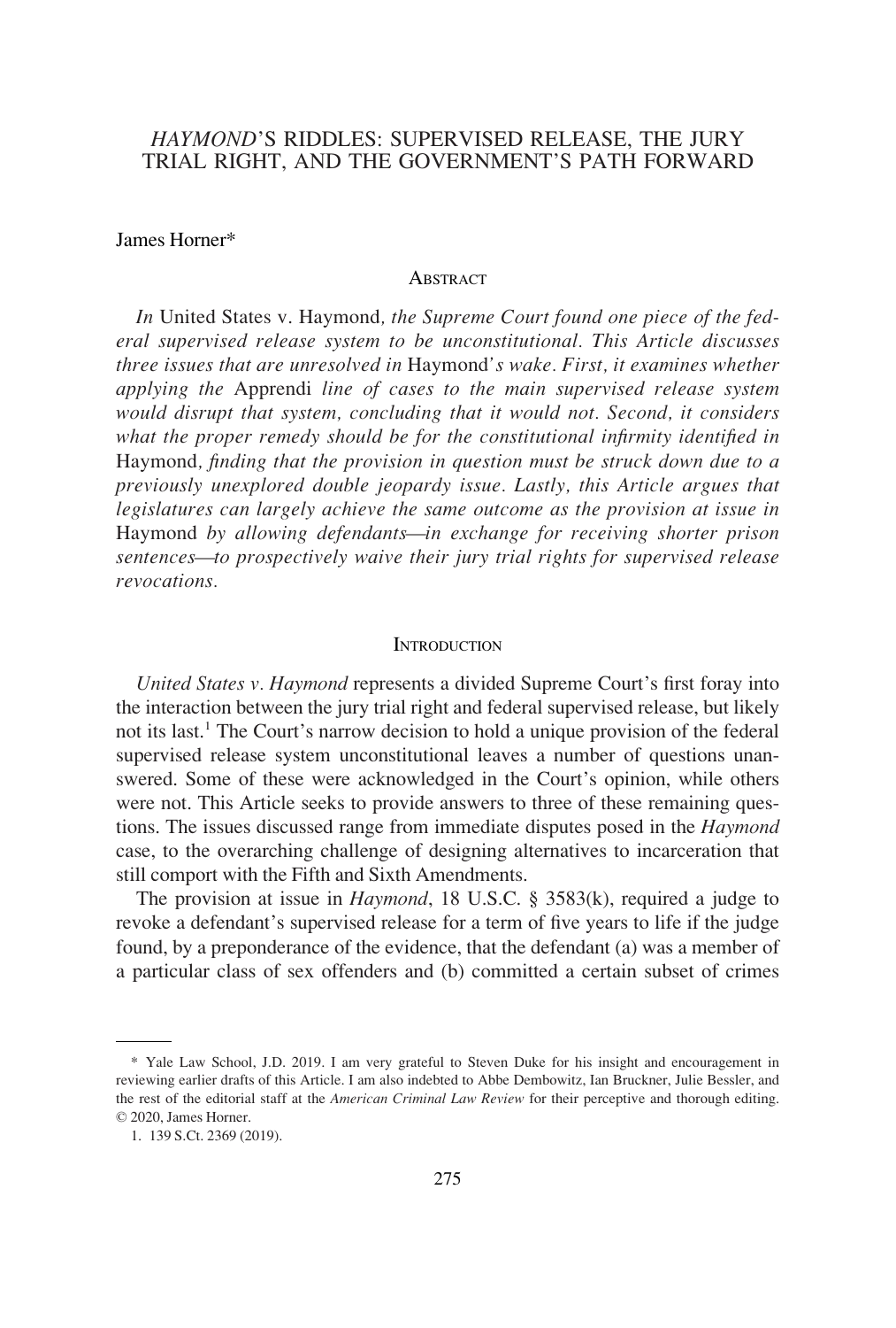# *HAYMOND*'S RIDDLES: SUPERVISED RELEASE, THE JURY TRIAL RIGHT, AND THE GOVERNMENT'S PATH FORWARD

James Horner*

## Abstract

*In* United States v. Haymond*, the Supreme Court found one piece of the federal supervised release system to be unconstitutional. This Article discusses three issues that are unresolved in* Haymond*'s wake. First, it examines whether applying the* Apprendi *line of cases to the main supervised release system would disrupt that system, concluding that it would not. Second, it considers what the proper remedy should be for the constitutional infirmity identified in* Haymond*, finding that the provision in question must be struck down due to a previously unexplored double jeopardy issue. Lastly, this Article argues that legislatures can largely achieve the same outcome as the provision at issue in* Haymond *by allowing defendants—in exchange for receiving shorter prison sentences—to prospectively waive their jury trial rights for supervised release revocations.*

## Introduction

*United States v. Haymond* represents a divided Supreme Court's first foray into the interaction between the jury trial right and federal supervised release, but likely not its last.[1] The Court's narrow decision to hold a unique provision of the federal supervised release system unconstitutional leaves a number of questions unanswered. Some of these were acknowledged in the Court's opinion, while others were not. This Article seeks to provide answers to three of these remaining questions. The issues discussed range from immediate disputes posed in the *Haymond* case, to the overarching challenge of designing alternatives to incarceration that still comport with the Fifth and Sixth Amendments.

The provision at issue in *Haymond*, 18 U.S.C. § 3583(k), required a judge to revoke a defendant's supervised release for a term of five years to life if the judge found, by a preponderance of the evidence, that the defendant (a) was a member of a particular class of sex offenders and (b) committed a certain subset of crimes

---

\* Yale Law School, J.D. 2019. I am very grateful to Steven Duke for his insight and encouragement in reviewing earlier drafts of this Article. I am also indebted to Abbe Dembowitz, Ian Bruckner, Julie Bessler, and the rest of the editorial staff at the *American Criminal Law Review* for their perceptive and thorough editing. © 2020, James Horner.

1. 139 S.Ct. 2369 (2019).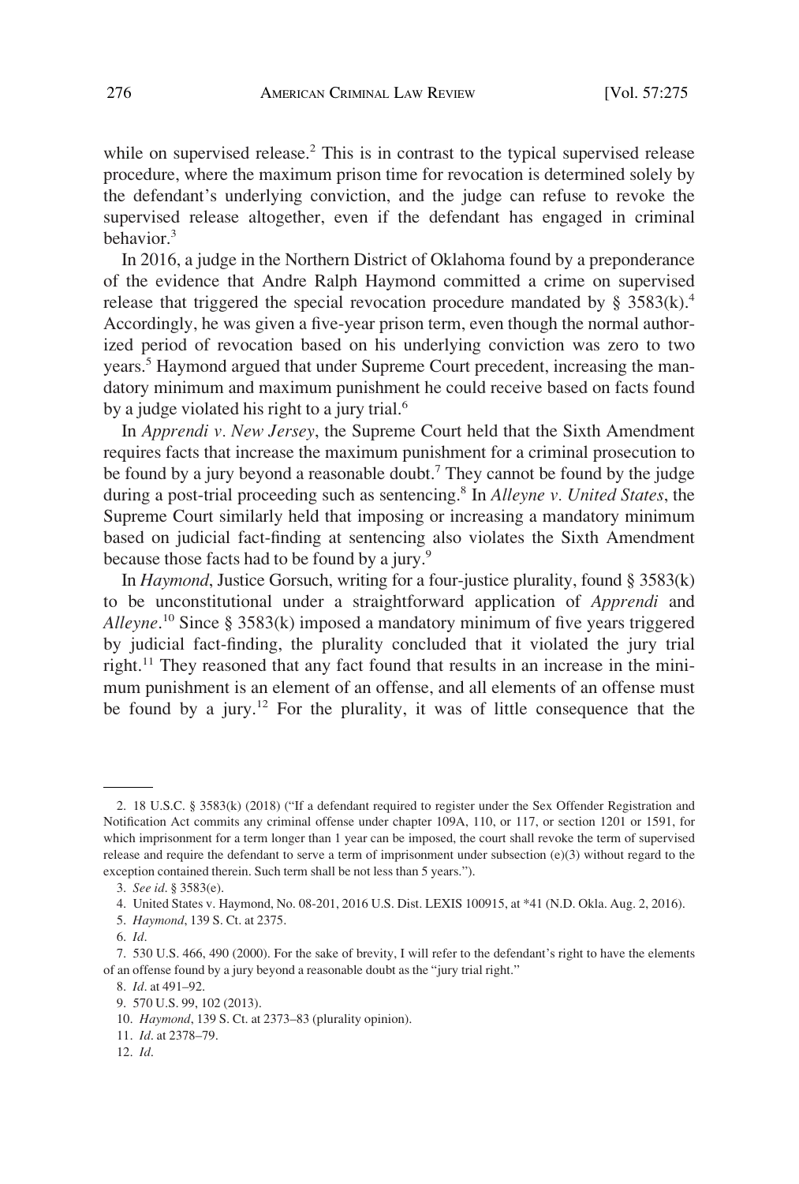while on supervised release.[2] This is in contrast to the typical supervised release procedure, where the maximum prison time for revocation is determined solely by the defendant's underlying conviction, and the judge can refuse to revoke the supervised release altogether, even if the defendant has engaged in criminal behavior.[3]

In 2016, a judge in the Northern District of Oklahoma found by a preponderance of the evidence that Andre Ralph Haymond committed a crime on supervised release that triggered the special revocation procedure mandated by § 3583(k).[4] Accordingly, he was given a five-year prison term, even though the normal authorized period of revocation based on his underlying conviction was zero to two years.[5] Haymond argued that under Supreme Court precedent, increasing the mandatory minimum and maximum punishment he could receive based on facts found by a judge violated his right to a jury trial.[6]

In *Apprendi v. New Jersey*, the Supreme Court held that the Sixth Amendment requires facts that increase the maximum punishment for a criminal prosecution to be found by a jury beyond a reasonable doubt.[7] They cannot be found by the judge during a post-trial proceeding such as sentencing.[8] In *Alleyne v. United States*, the Supreme Court similarly held that imposing or increasing a mandatory minimum based on judicial fact-finding at sentencing also violates the Sixth Amendment because those facts had to be found by a jury.[9]

In *Haymond*, Justice Gorsuch, writing for a four-justice plurality, found § 3583(k) to be unconstitutional under a straightforward application of *Apprendi* and *Alleyne*.[10] Since § 3583(k) imposed a mandatory minimum of five years triggered by judicial fact-finding, the plurality concluded that it violated the jury trial right.[11] They reasoned that any fact found that results in an increase in the minimum punishment is an element of an offense, and all elements of an offense must be found by a jury.[12] For the plurality, it was of little consequence that the

---

2. 18 U.S.C. § 3583(k) (2018) ("If a defendant required to register under the Sex Offender Registration and Notification Act commits any criminal offense under chapter 109A, 110, or 117, or section 1201 or 1591, for which imprisonment for a term longer than 1 year can be imposed, the court shall revoke the term of supervised release and require the defendant to serve a term of imprisonment under subsection (e)(3) without regard to the exception contained therein. Such term shall be not less than 5 years.").

3. *See id*. § 3583(e).

4. United States v. Haymond, No. 08-201, 2016 U.S. Dist. LEXIS 100915, at *41 (N.D. Okla. Aug. 2, 2016).

5. *Haymond*, 139 S. Ct. at 2375.

6. *Id*.

7. 530 U.S. 466, 490 (2000). For the sake of brevity, I will refer to the defendant's right to have the elements of an offense found by a jury beyond a reasonable doubt as the "jury trial right."

8. *Id*. at 491–92.

9. 570 U.S. 99, 102 (2013).

10. *Haymond*, 139 S. Ct. at 2373–83 (plurality opinion).

11. *Id*. at 2378–79.

12. *Id*.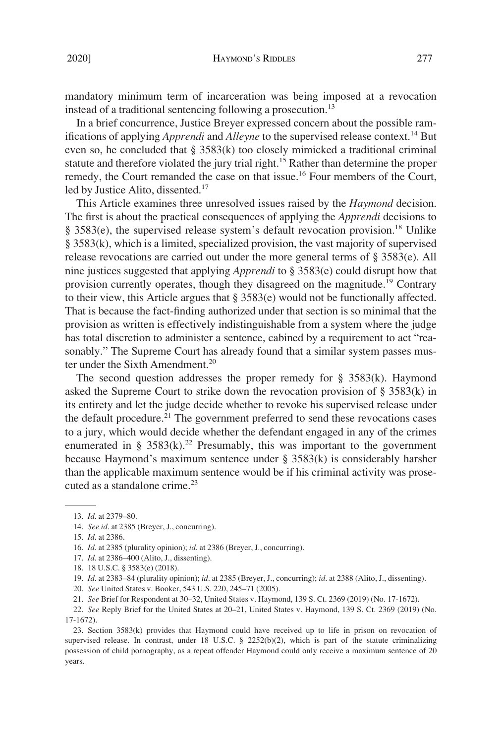mandatory minimum term of incarceration was being imposed at a revocation instead of a traditional sentencing following a prosecution.[13]

In a brief concurrence, Justice Breyer expressed concern about the possible ramifications of applying *Apprendi* and *Alleyne* to the supervised release context.[14] But even so, he concluded that § 3583(k) too closely mimicked a traditional criminal statute and therefore violated the jury trial right.[15] Rather than determine the proper remedy, the Court remanded the case on that issue.[16] Four members of the Court, led by Justice Alito, dissented.[17]

This Article examines three unresolved issues raised by the *Haymond* decision. The first is about the practical consequences of applying the *Apprendi* decisions to § 3583(e), the supervised release system's default revocation provision.[18] Unlike § 3583(k), which is a limited, specialized provision, the vast majority of supervised release revocations are carried out under the more general terms of § 3583(e). All nine justices suggested that applying *Apprendi* to § 3583(e) could disrupt how that provision currently operates, though they disagreed on the magnitude.[19] Contrary to their view, this Article argues that § 3583(e) would not be functionally affected. That is because the fact-finding authorized under that section is so minimal that the provision as written is effectively indistinguishable from a system where the judge has total discretion to administer a sentence, cabined by a requirement to act "reasonably." The Supreme Court has already found that a similar system passes muster under the Sixth Amendment.[20]

The second question addresses the proper remedy for § 3583(k). Haymond asked the Supreme Court to strike down the revocation provision of § 3583(k) in its entirety and let the judge decide whether to revoke his supervised release under the default procedure.[21] The government preferred to send these revocations cases to a jury, which would decide whether the defendant engaged in any of the crimes enumerated in § 3583(k).[22] Presumably, this was important to the government because Haymond's maximum sentence under § 3583(k) is considerably harsher than the applicable maximum sentence would be if his criminal activity was prosecuted as a standalone crime.[23]

13. *Id*. at 2379–80.

14. *See id*. at 2385 (Breyer, J., concurring).

15. *Id*. at 2386.

16. *Id*. at 2385 (plurality opinion); *id*. at 2386 (Breyer, J., concurring).

17. *Id*. at 2386–400 (Alito, J., dissenting).

18. 18 U.S.C. § 3583(e) (2018).

19. *Id*. at 2383–84 (plurality opinion); *id*. at 2385 (Breyer, J., concurring); *id*. at 2388 (Alito, J., dissenting).

20. *See* United States v. Booker, 543 U.S. 220, 245–71 (2005).

21. *See* Brief for Respondent at 30–32, United States v. Haymond, 139 S. Ct. 2369 (2019) (No. 17-1672).

22. *See* Reply Brief for the United States at 20–21, United States v. Haymond, 139 S. Ct. 2369 (2019) (No. 17-1672).

23. Section 3583(k) provides that Haymond could have received up to life in prison on revocation of supervised release. In contrast, under 18 U.S.C. § 2252(b)(2), which is part of the statute criminalizing possession of child pornography, as a repeat offender Haymond could only receive a maximum sentence of 20 years.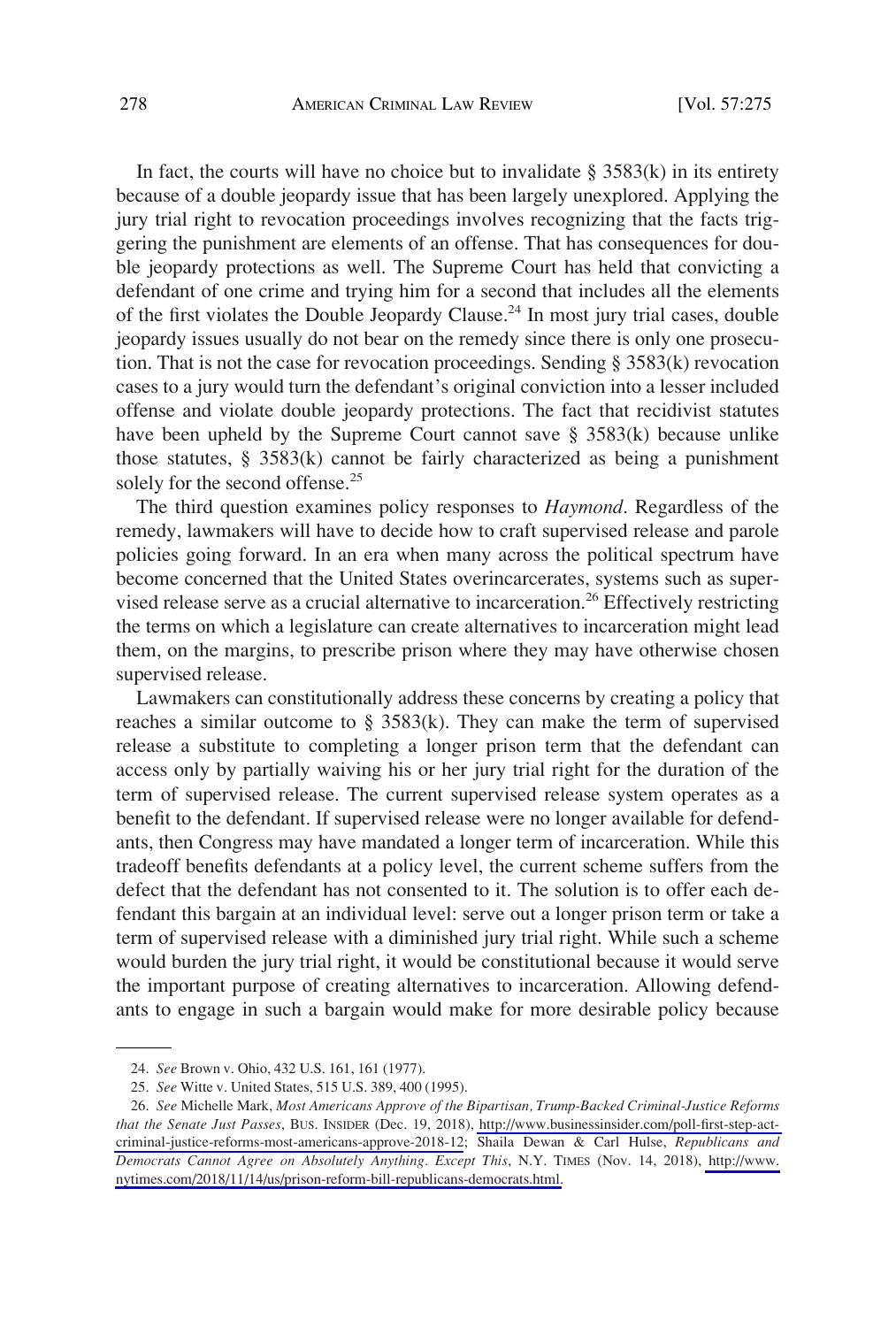In fact, the courts will have no choice but to invalidate § 3583(k) in its entirety because of a double jeopardy issue that has been largely unexplored. Applying the jury trial right to revocation proceedings involves recognizing that the facts triggering the punishment are elements of an offense. That has consequences for double jeopardy protections as well. The Supreme Court has held that convicting a defendant of one crime and trying him for a second that includes all the elements of the first violates the Double Jeopardy Clause.[24] In most jury trial cases, double jeopardy issues usually do not bear on the remedy since there is only one prosecution. That is not the case for revocation proceedings. Sending § 3583(k) revocation cases to a jury would turn the defendant's original conviction into a lesser included offense and violate double jeopardy protections. The fact that recidivist statutes have been upheld by the Supreme Court cannot save § 3583(k) because unlike those statutes, § 3583(k) cannot be fairly characterized as being a punishment solely for the second offense.[25]

The third question examines policy responses to *Haymond*. Regardless of the remedy, lawmakers will have to decide how to craft supervised release and parole policies going forward. In an era when many across the political spectrum have become concerned that the United States overincarcerates, systems such as supervised release serve as a crucial alternative to incarceration.[26] Effectively restricting the terms on which a legislature can create alternatives to incarceration might lead them, on the margins, to prescribe prison where they may have otherwise chosen supervised release.

Lawmakers can constitutionally address these concerns by creating a policy that reaches a similar outcome to § 3583(k). They can make the term of supervised release a substitute to completing a longer prison term that the defendant can access only by partially waiving his or her jury trial right for the duration of the term of supervised release. The current supervised release system operates as a benefit to the defendant. If supervised release were no longer available for defendants, then Congress may have mandated a longer term of incarceration. While this tradeoff benefits defendants at a policy level, the current scheme suffers from the defect that the defendant has not consented to it. The solution is to offer each defendant this bargain at an individual level: serve out a longer prison term or take a term of supervised release with a diminished jury trial right. While such a scheme would burden the jury trial right, it would be constitutional because it would serve the important purpose of creating alternatives to incarceration. Allowing defendants to engage in such a bargain would make for more desirable policy because

---

24. *See* Brown v. Ohio, 432 U.S. 161, 161 (1977).

25. *See* Witte v. United States, 515 U.S. 389, 400 (1995).

26. *See* Michelle Mark, *Most Americans Approve of the Bipartisan, Trump-Backed Criminal-Justice Reforms that the Senate Just Passes*, BUS. INSIDER (Dec. 19, 2018), http://www.businessinsider.com/poll-first-step-act-criminal-justice-reforms-most-americans-approve-2018-12; Shaila Dewan & Carl Hulse, *Republicans and Democrats Cannot Agree on Absolutely Anything. Except This*, N.Y. TIMES (Nov. 14, 2018), http://www.nytimes.com/2018/11/14/us/prison-reform-bill-republicans-democrats.html.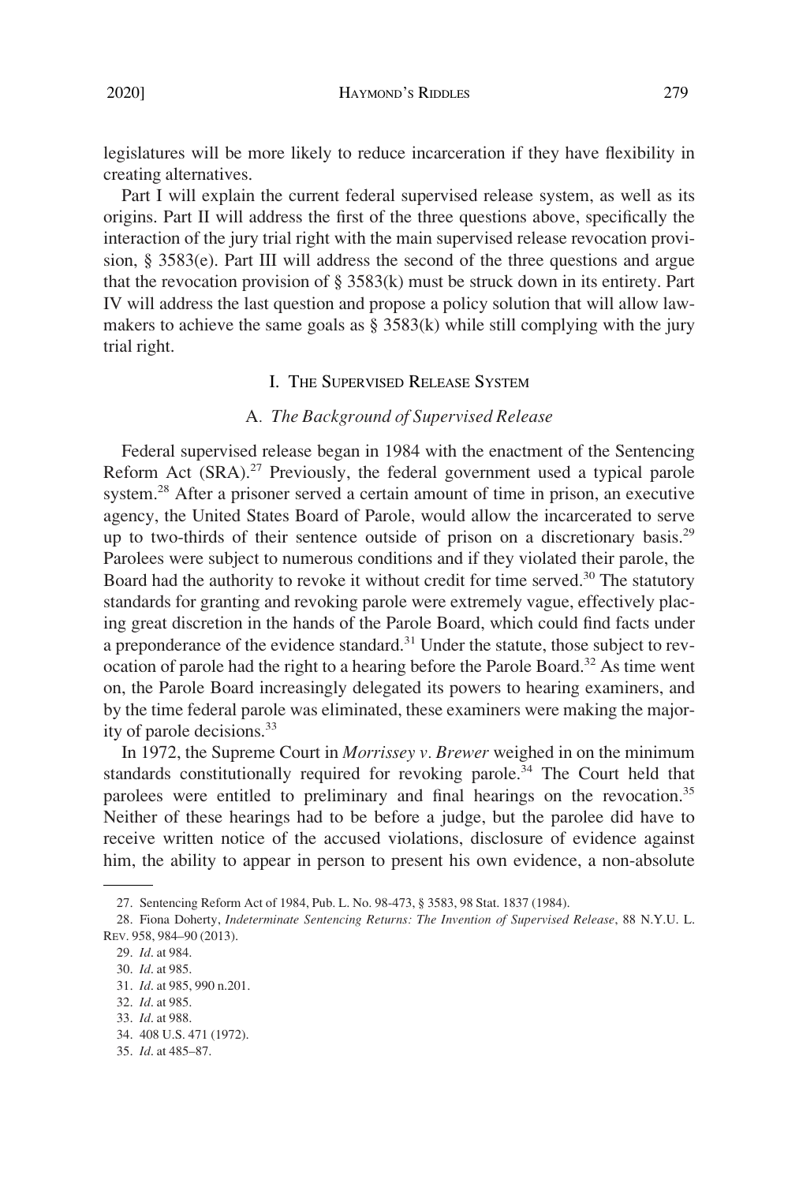legislatures will be more likely to reduce incarceration if they have flexibility in creating alternatives.

Part I will explain the current federal supervised release system, as well as its origins. Part II will address the first of the three questions above, specifically the interaction of the jury trial right with the main supervised release revocation provision, § 3583(e). Part III will address the second of the three questions and argue that the revocation provision of § 3583(k) must be struck down in its entirety. Part IV will address the last question and propose a policy solution that will allow lawmakers to achieve the same goals as § 3583(k) while still complying with the jury trial right.

## I. The Supervised Release System

### A. *The Background of Supervised Release*

Federal supervised release began in 1984 with the enactment of the Sentencing Reform Act (SRA).[27] Previously, the federal government used a typical parole system.[28] After a prisoner served a certain amount of time in prison, an executive agency, the United States Board of Parole, would allow the incarcerated to serve up to two-thirds of their sentence outside of prison on a discretionary basis.[29] Parolees were subject to numerous conditions and if they violated their parole, the Board had the authority to revoke it without credit for time served.[30] The statutory standards for granting and revoking parole were extremely vague, effectively placing great discretion in the hands of the Parole Board, which could find facts under a preponderance of the evidence standard.[31] Under the statute, those subject to revocation of parole had the right to a hearing before the Parole Board.[32] As time went on, the Parole Board increasingly delegated its powers to hearing examiners, and by the time federal parole was eliminated, these examiners were making the majority of parole decisions.[33]

In 1972, the Supreme Court in *Morrissey v. Brewer* weighed in on the minimum standards constitutionally required for revoking parole.[34] The Court held that parolees were entitled to preliminary and final hearings on the revocation.[35] Neither of these hearings had to be before a judge, but the parolee did have to receive written notice of the accused violations, disclosure of evidence against him, the ability to appear in person to present his own evidence, a non-absolute

---

27. Sentencing Reform Act of 1984, Pub. L. No. 98-473, § 3583, 98 Stat. 1837 (1984).

28. Fiona Doherty, *Indeterminate Sentencing Returns: The Invention of Supervised Release*, 88 N.Y.U. L. Rev. 958, 984–90 (2013).

29. *Id*. at 984.

30. *Id*. at 985.

31. *Id*. at 985, 990 n.201.

32. *Id*. at 985.

33. *Id*. at 988.

34. 408 U.S. 471 (1972).

35. *Id*. at 485–87.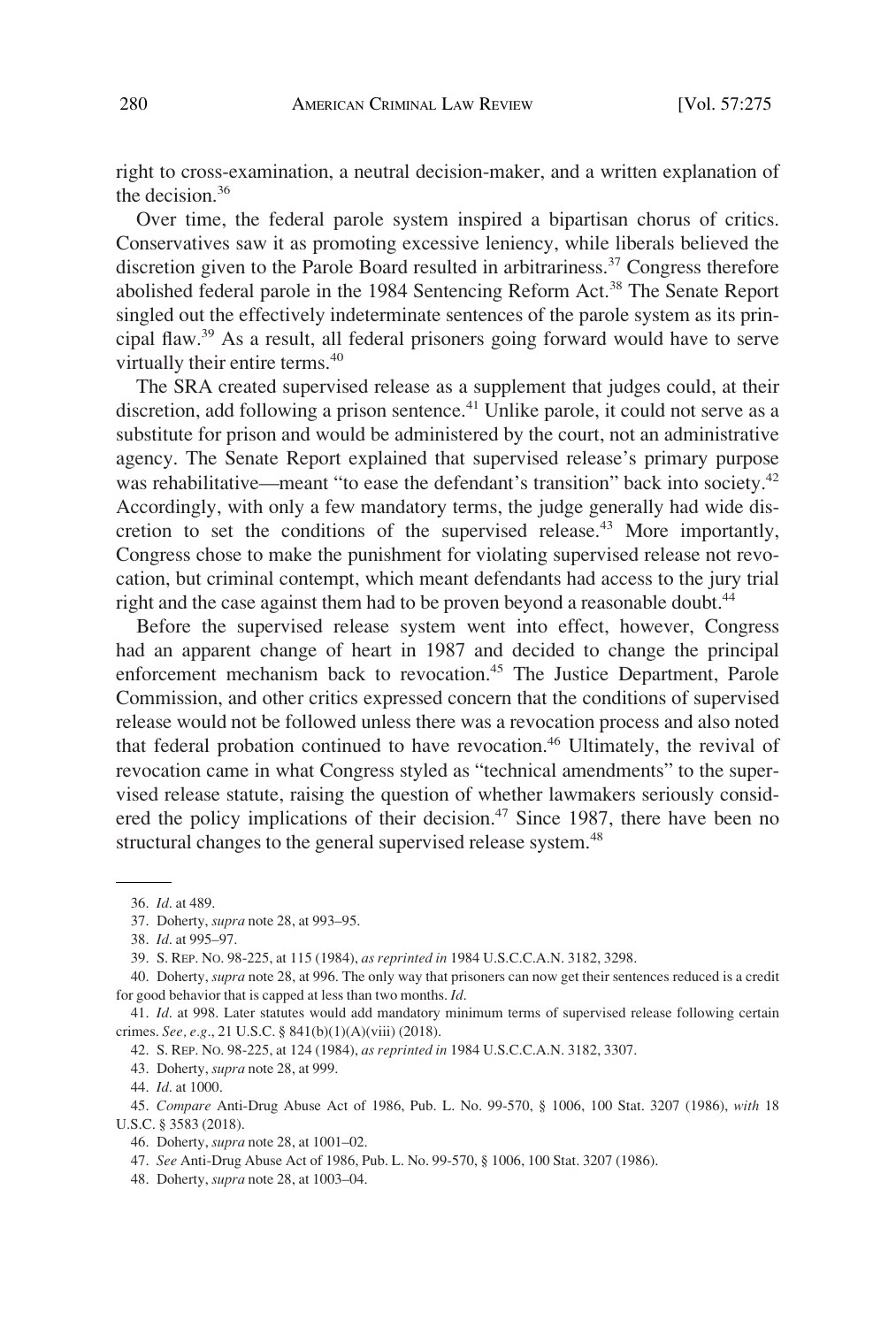right to cross-examination, a neutral decision-maker, and a written explanation of the decision.[36]

Over time, the federal parole system inspired a bipartisan chorus of critics. Conservatives saw it as promoting excessive leniency, while liberals believed the discretion given to the Parole Board resulted in arbitrariness.[37] Congress therefore abolished federal parole in the 1984 Sentencing Reform Act.[38] The Senate Report singled out the effectively indeterminate sentences of the parole system as its principal flaw.[39] As a result, all federal prisoners going forward would have to serve virtually their entire terms.[40]

The SRA created supervised release as a supplement that judges could, at their discretion, add following a prison sentence.[41] Unlike parole, it could not serve as a substitute for prison and would be administered by the court, not an administrative agency. The Senate Report explained that supervised release's primary purpose was rehabilitative—meant "to ease the defendant's transition" back into society.[42] Accordingly, with only a few mandatory terms, the judge generally had wide discretion to set the conditions of the supervised release.[43] More importantly, Congress chose to make the punishment for violating supervised release not revocation, but criminal contempt, which meant defendants had access to the jury trial right and the case against them had to be proven beyond a reasonable doubt.[44]

Before the supervised release system went into effect, however, Congress had an apparent change of heart in 1987 and decided to change the principal enforcement mechanism back to revocation.[45] The Justice Department, Parole Commission, and other critics expressed concern that the conditions of supervised release would not be followed unless there was a revocation process and also noted that federal probation continued to have revocation.[46] Ultimately, the revival of revocation came in what Congress styled as "technical amendments" to the supervised release statute, raising the question of whether lawmakers seriously considered the policy implications of their decision.[47] Since 1987, there have been no structural changes to the general supervised release system.[48]

---

36. *Id.* at 489.

37. Doherty, *supra* note 28, at 993–95.

38. *Id.* at 995–97.

39. S. REP. NO. 98-225, at 115 (1984), *as reprinted in* 1984 U.S.C.C.A.N. 3182, 3298.

40. Doherty, *supra* note 28, at 996. The only way that prisoners can now get their sentences reduced is a credit for good behavior that is capped at less than two months. *Id.*

41. *Id.* at 998. Later statutes would add mandatory minimum terms of supervised release following certain crimes. *See, e.g.*, 21 U.S.C. § 841(b)(1)(A)(viii) (2018).

42. S. REP. NO. 98-225, at 124 (1984), *as reprinted in* 1984 U.S.C.C.A.N. 3182, 3307.

43. Doherty, *supra* note 28, at 999.

44. *Id.* at 1000.

45. *Compare* Anti-Drug Abuse Act of 1986, Pub. L. No. 99-570, § 1006, 100 Stat. 3207 (1986), *with* 18 U.S.C. § 3583 (2018).

46. Doherty, *supra* note 28, at 1001–02.

47. *See* Anti-Drug Abuse Act of 1986, Pub. L. No. 99-570, § 1006, 100 Stat. 3207 (1986).

48. Doherty, *supra* note 28, at 1003–04.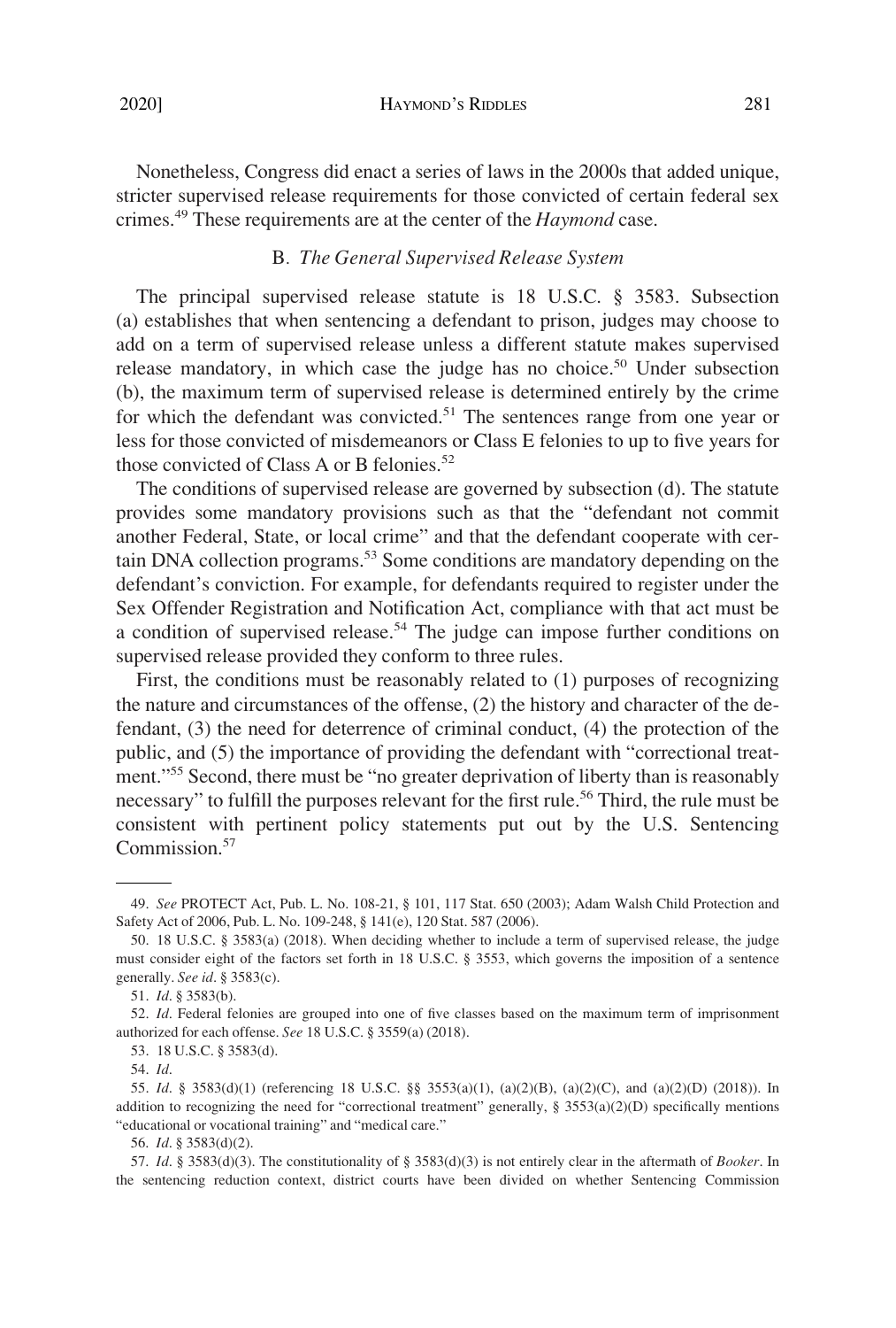Nonetheless, Congress did enact a series of laws in the 2000s that added unique, stricter supervised release requirements for those convicted of certain federal sex crimes.[49] These requirements are at the center of the *Haymond* case.

### B. *The General Supervised Release System*

The principal supervised release statute is 18 U.S.C. § 3583. Subsection (a) establishes that when sentencing a defendant to prison, judges may choose to add on a term of supervised release unless a different statute makes supervised release mandatory, in which case the judge has no choice.[50] Under subsection (b), the maximum term of supervised release is determined entirely by the crime for which the defendant was convicted.[51] The sentences range from one year or less for those convicted of misdemeanors or Class E felonies to up to five years for those convicted of Class A or B felonies.[52]

The conditions of supervised release are governed by subsection (d). The statute provides some mandatory provisions such as that the "defendant not commit another Federal, State, or local crime" and that the defendant cooperate with certain DNA collection programs.[53] Some conditions are mandatory depending on the defendant's conviction. For example, for defendants required to register under the Sex Offender Registration and Notification Act, compliance with that act must be a condition of supervised release.[54] The judge can impose further conditions on supervised release provided they conform to three rules.

First, the conditions must be reasonably related to (1) purposes of recognizing the nature and circumstances of the offense, (2) the history and character of the defendant, (3) the need for deterrence of criminal conduct, (4) the protection of the public, and (5) the importance of providing the defendant with "correctional treatment."[55] Second, there must be "no greater deprivation of liberty than is reasonably necessary" to fulfill the purposes relevant for the first rule.[56] Third, the rule must be consistent with pertinent policy statements put out by the U.S. Sentencing Commission.[57]

---

49. *See* PROTECT Act, Pub. L. No. 108-21, § 101, 117 Stat. 650 (2003); Adam Walsh Child Protection and Safety Act of 2006, Pub. L. No. 109-248, § 141(e), 120 Stat. 587 (2006).

50. 18 U.S.C. § 3583(a) (2018). When deciding whether to include a term of supervised release, the judge must consider eight of the factors set forth in 18 U.S.C. § 3553, which governs the imposition of a sentence generally. *See id*. § 3583(c).

51. *Id*. § 3583(b).

52. *Id*. Federal felonies are grouped into one of five classes based on the maximum term of imprisonment authorized for each offense. *See* 18 U.S.C. § 3559(a) (2018).

53. 18 U.S.C. § 3583(d).

54. *Id*.

55. *Id*. § 3583(d)(1) (referencing 18 U.S.C. §§ 3553(a)(1), (a)(2)(B), (a)(2)(C), and (a)(2)(D) (2018)). In addition to recognizing the need for "correctional treatment" generally, § 3553(a)(2)(D) specifically mentions "educational or vocational training" and "medical care."

56. *Id*. § 3583(d)(2).

57. *Id*. § 3583(d)(3). The constitutionality of § 3583(d)(3) is not entirely clear in the aftermath of *Booker*. In the sentencing reduction context, district courts have been divided on whether Sentencing Commission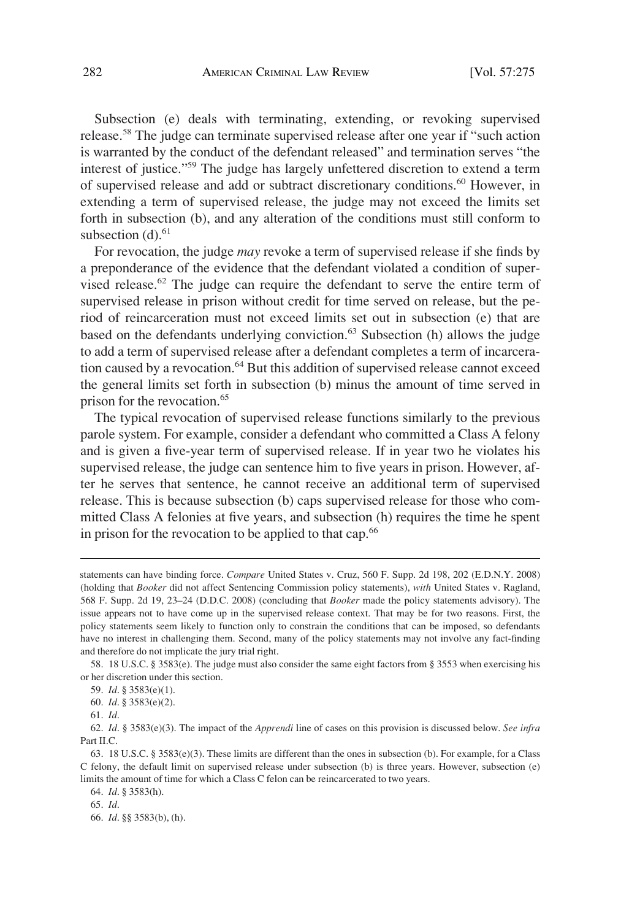Subsection (e) deals with terminating, extending, or revoking supervised release.[58] The judge can terminate supervised release after one year if "such action is warranted by the conduct of the defendant released" and termination serves "the interest of justice."[59] The judge has largely unfettered discretion to extend a term of supervised release and add or subtract discretionary conditions.[60] However, in extending a term of supervised release, the judge may not exceed the limits set forth in subsection (b), and any alteration of the conditions must still conform to subsection (d).[61]

For revocation, the judge *may* revoke a term of supervised release if she finds by a preponderance of the evidence that the defendant violated a condition of supervised release.[62] The judge can require the defendant to serve the entire term of supervised release in prison without credit for time served on release, but the period of reincarceration must not exceed limits set out in subsection (e) that are based on the defendants underlying conviction.[63] Subsection (h) allows the judge to add a term of supervised release after a defendant completes a term of incarceration caused by a revocation.[64] But this addition of supervised release cannot exceed the general limits set forth in subsection (b) minus the amount of time served in prison for the revocation.[65]

The typical revocation of supervised release functions similarly to the previous parole system. For example, consider a defendant who committed a Class A felony and is given a five-year term of supervised release. If in year two he violates his supervised release, the judge can sentence him to five years in prison. However, after he serves that sentence, he cannot receive an additional term of supervised release. This is because subsection (b) caps supervised release for those who committed Class A felonies at five years, and subsection (h) requires the time he spent in prison for the revocation to be applied to that cap.[66]

---

statements can have binding force. *Compare* United States v. Cruz, 560 F. Supp. 2d 198, 202 (E.D.N.Y. 2008) (holding that *Booker* did not affect Sentencing Commission policy statements), *with* United States v. Ragland, 568 F. Supp. 2d 19, 23–24 (D.D.C. 2008) (concluding that *Booker* made the policy statements advisory). The issue appears not to have come up in the supervised release context. That may be for two reasons. First, the policy statements seem likely to function only to constrain the conditions that can be imposed, so defendants have no interest in challenging them. Second, many of the policy statements may not involve any fact-finding and therefore do not implicate the jury trial right.

58. 18 U.S.C. § 3583(e). The judge must also consider the same eight factors from § 3553 when exercising his or her discretion under this section.

59. *Id*. § 3583(e)(1).

60. *Id*. § 3583(e)(2).

61. *Id*.

62. *Id*. § 3583(e)(3). The impact of the *Apprendi* line of cases on this provision is discussed below. *See infra* Part II.C.

63. 18 U.S.C. § 3583(e)(3). These limits are different than the ones in subsection (b). For example, for a Class C felony, the default limit on supervised release under subsection (b) is three years. However, subsection (e) limits the amount of time for which a Class C felon can be reincarcerated to two years.

64. *Id*. § 3583(h).

65. *Id*.

66. *Id*. §§ 3583(b), (h).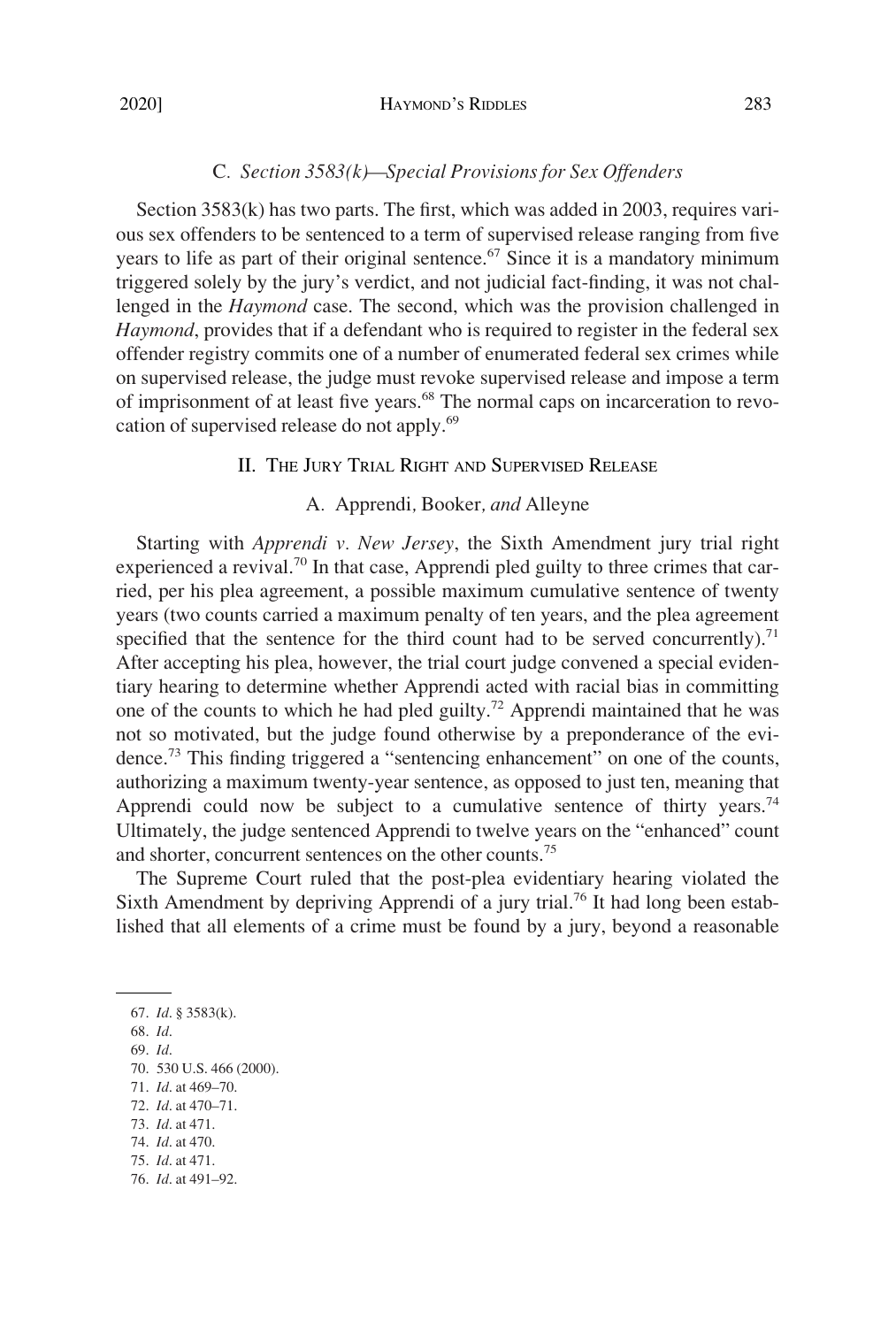### C. *Section 3583(k)—Special Provisions for Sex Offenders*

Section 3583(k) has two parts. The first, which was added in 2003, requires various sex offenders to be sentenced to a term of supervised release ranging from five years to life as part of their original sentence.[67] Since it is a mandatory minimum triggered solely by the jury's verdict, and not judicial fact-finding, it was not challenged in the *Haymond* case. The second, which was the provision challenged in *Haymond*, provides that if a defendant who is required to register in the federal sex offender registry commits one of a number of enumerated federal sex crimes while on supervised release, the judge must revoke supervised release and impose a term of imprisonment of at least five years.[68] The normal caps on incarceration to revocation of supervised release do not apply.[69]

## II. The Jury Trial Right and Supervised Release

### A. Apprendi*,* Booker*, and* Alleyne

Starting with *Apprendi v. New Jersey*, the Sixth Amendment jury trial right experienced a revival.[70] In that case, Apprendi pled guilty to three crimes that carried, per his plea agreement, a possible maximum cumulative sentence of twenty years (two counts carried a maximum penalty of ten years, and the plea agreement specified that the sentence for the third count had to be served concurrently).[71] After accepting his plea, however, the trial court judge convened a special evidentiary hearing to determine whether Apprendi acted with racial bias in committing one of the counts to which he had pled guilty.[72] Apprendi maintained that he was not so motivated, but the judge found otherwise by a preponderance of the evidence.[73] This finding triggered a "sentencing enhancement" on one of the counts, authorizing a maximum twenty-year sentence, as opposed to just ten, meaning that Apprendi could now be subject to a cumulative sentence of thirty years.[74] Ultimately, the judge sentenced Apprendi to twelve years on the "enhanced" count and shorter, concurrent sentences on the other counts.[75]

The Supreme Court ruled that the post-plea evidentiary hearing violated the Sixth Amendment by depriving Apprendi of a jury trial.[76] It had long been established that all elements of a crime must be found by a jury, beyond a reasonable

---

67. *Id*. § 3583(k).
68. *Id*.
69. *Id*.
70. 530 U.S. 466 (2000).
71. *Id*. at 469–70.
72. *Id*. at 470–71.
73. *Id*. at 471.
74. *Id*. at 470.
75. *Id*. at 471.
76. *Id*. at 491–92.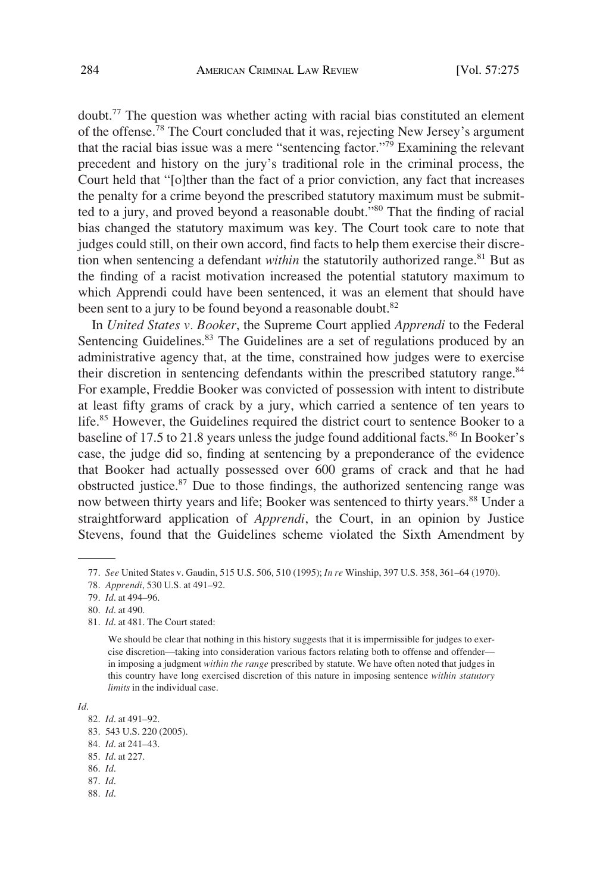doubt.[77] The question was whether acting with racial bias constituted an element of the offense.[78] The Court concluded that it was, rejecting New Jersey's argument that the racial bias issue was a mere "sentencing factor."[79] Examining the relevant precedent and history on the jury's traditional role in the criminal process, the Court held that "[o]ther than the fact of a prior conviction, any fact that increases the penalty for a crime beyond the prescribed statutory maximum must be submitted to a jury, and proved beyond a reasonable doubt."[80] That the finding of racial bias changed the statutory maximum was key. The Court took care to note that judges could still, on their own accord, find facts to help them exercise their discretion when sentencing a defendant *within* the statutorily authorized range.[81] But as the finding of a racist motivation increased the potential statutory maximum to which Apprendi could have been sentenced, it was an element that should have been sent to a jury to be found beyond a reasonable doubt.[82]

In *United States v. Booker*, the Supreme Court applied *Apprendi* to the Federal Sentencing Guidelines.[83] The Guidelines are a set of regulations produced by an administrative agency that, at the time, constrained how judges were to exercise their discretion in sentencing defendants within the prescribed statutory range.[84] For example, Freddie Booker was convicted of possession with intent to distribute at least fifty grams of crack by a jury, which carried a sentence of ten years to life.[85] However, the Guidelines required the district court to sentence Booker to a baseline of 17.5 to 21.8 years unless the judge found additional facts.[86] In Booker's case, the judge did so, finding at sentencing by a preponderance of the evidence that Booker had actually possessed over 600 grams of crack and that he had obstructed justice.[87] Due to those findings, the authorized sentencing range was now between thirty years and life; Booker was sentenced to thirty years.[88] Under a straightforward application of *Apprendi*, the Court, in an opinion by Justice Stevens, found that the Guidelines scheme violated the Sixth Amendment by

---

77. *See* United States v. Gaudin, 515 U.S. 506, 510 (1995); *In re* Winship, 397 U.S. 358, 361–64 (1970).

78. *Apprendi*, 530 U.S. at 491–92.

79. *Id*. at 494–96.

80. *Id*. at 490.

81. *Id*. at 481. The Court stated:

> We should be clear that nothing in this history suggests that it is impermissible for judges to exercise discretion—taking into consideration various factors relating both to offense and offender—in imposing a judgment *within the range* prescribed by statute. We have often noted that judges in this country have long exercised discretion of this nature in imposing sentence *within statutory limits* in the individual case.

*Id*.

82. *Id*. at 491–92.

83. 543 U.S. 220 (2005).

84. *Id*. at 241–43.

85. *Id*. at 227.

86. *Id*.

87. *Id*.

88. *Id*.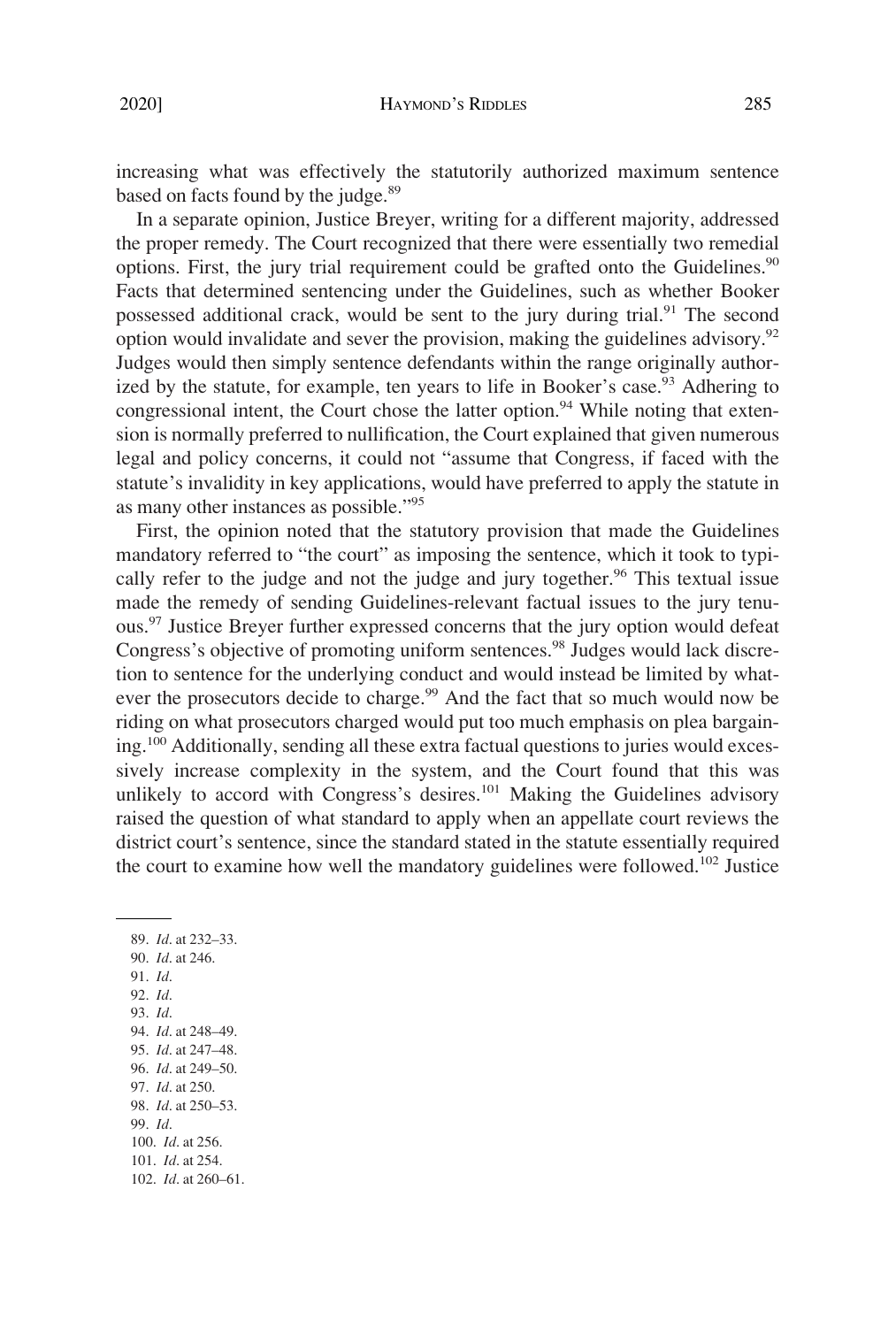increasing what was effectively the statutorily authorized maximum sentence based on facts found by the judge.[89]

In a separate opinion, Justice Breyer, writing for a different majority, addressed the proper remedy. The Court recognized that there were essentially two remedial options. First, the jury trial requirement could be grafted onto the Guidelines.[90] Facts that determined sentencing under the Guidelines, such as whether Booker possessed additional crack, would be sent to the jury during trial.[91] The second option would invalidate and sever the provision, making the guidelines advisory.[92] Judges would then simply sentence defendants within the range originally authorized by the statute, for example, ten years to life in Booker's case.[93] Adhering to congressional intent, the Court chose the latter option.[94] While noting that extension is normally preferred to nullification, the Court explained that given numerous legal and policy concerns, it could not "assume that Congress, if faced with the statute's invalidity in key applications, would have preferred to apply the statute in as many other instances as possible."[95]

First, the opinion noted that the statutory provision that made the Guidelines mandatory referred to "the court" as imposing the sentence, which it took to typically refer to the judge and not the judge and jury together.[96] This textual issue made the remedy of sending Guidelines-relevant factual issues to the jury tenuous.[97] Justice Breyer further expressed concerns that the jury option would defeat Congress's objective of promoting uniform sentences.[98] Judges would lack discretion to sentence for the underlying conduct and would instead be limited by whatever the prosecutors decide to charge.[99] And the fact that so much would now be riding on what prosecutors charged would put too much emphasis on plea bargaining.[100] Additionally, sending all these extra factual questions to juries would excessively increase complexity in the system, and the Court found that this was unlikely to accord with Congress's desires.[101] Making the Guidelines advisory raised the question of what standard to apply when an appellate court reviews the district court's sentence, since the standard stated in the statute essentially required the court to examine how well the mandatory guidelines were followed.[102] Justice

89. *Id*. at 232–33.
90. *Id*. at 246.
91. *Id*.
92. *Id*.
93. *Id*.
94. *Id*. at 248–49.
95. *Id*. at 247–48.
96. *Id*. at 249–50.
97. *Id*. at 250.
98. *Id*. at 250–53.
99. *Id*.
100. *Id*. at 256.
101. *Id*. at 254.
102. *Id*. at 260–61.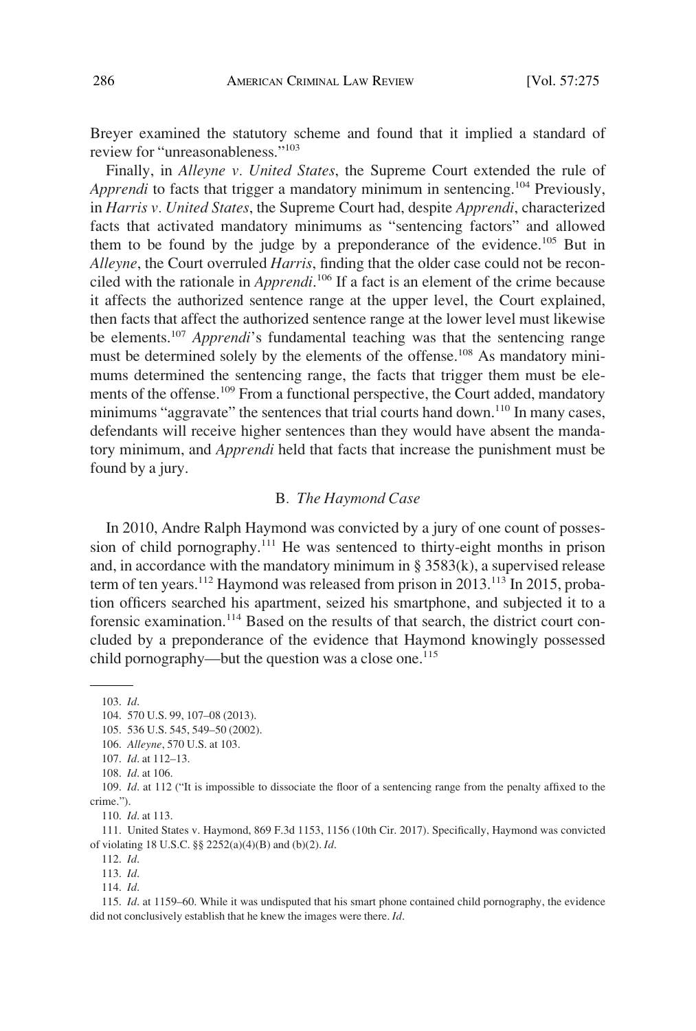Breyer examined the statutory scheme and found that it implied a standard of review for "unreasonableness."[103]

Finally, in *Alleyne v. United States*, the Supreme Court extended the rule of *Apprendi* to facts that trigger a mandatory minimum in sentencing.[104] Previously, in *Harris v. United States*, the Supreme Court had, despite *Apprendi*, characterized facts that activated mandatory minimums as "sentencing factors" and allowed them to be found by the judge by a preponderance of the evidence.[105] But in *Alleyne*, the Court overruled *Harris*, finding that the older case could not be reconciled with the rationale in *Apprendi*.[106] If a fact is an element of the crime because it affects the authorized sentence range at the upper level, the Court explained, then facts that affect the authorized sentence range at the lower level must likewise be elements.[107] *Apprendi*'s fundamental teaching was that the sentencing range must be determined solely by the elements of the offense.[108] As mandatory minimums determined the sentencing range, the facts that trigger them must be elements of the offense.[109] From a functional perspective, the Court added, mandatory minimums "aggravate" the sentences that trial courts hand down.[110] In many cases, defendants will receive higher sentences than they would have absent the mandatory minimum, and *Apprendi* held that facts that increase the punishment must be found by a jury.

### B. *The Haymond Case*

In 2010, Andre Ralph Haymond was convicted by a jury of one count of possession of child pornography.[111] He was sentenced to thirty-eight months in prison and, in accordance with the mandatory minimum in § 3583(k), a supervised release term of ten years.[112] Haymond was released from prison in 2013.[113] In 2015, probation officers searched his apartment, seized his smartphone, and subjected it to a forensic examination.[114] Based on the results of that search, the district court concluded by a preponderance of the evidence that Haymond knowingly possessed child pornography—but the question was a close one.[115]

---

103. *Id.*

104. 570 U.S. 99, 107–08 (2013).

105. 536 U.S. 545, 549–50 (2002).

106. *Alleyne*, 570 U.S. at 103.

107. *Id.* at 112–13.

108. *Id.* at 106.

109. *Id.* at 112 ("It is impossible to dissociate the floor of a sentencing range from the penalty affixed to the crime.").

110. *Id.* at 113.

111. United States v. Haymond, 869 F.3d 1153, 1156 (10th Cir. 2017). Specifically, Haymond was convicted of violating 18 U.S.C. §§ 2252(a)(4)(B) and (b)(2). *Id.*

112. *Id.*

113. *Id.*

114. *Id.*

115. *Id.* at 1159–60. While it was undisputed that his smart phone contained child pornography, the evidence did not conclusively establish that he knew the images were there. *Id.*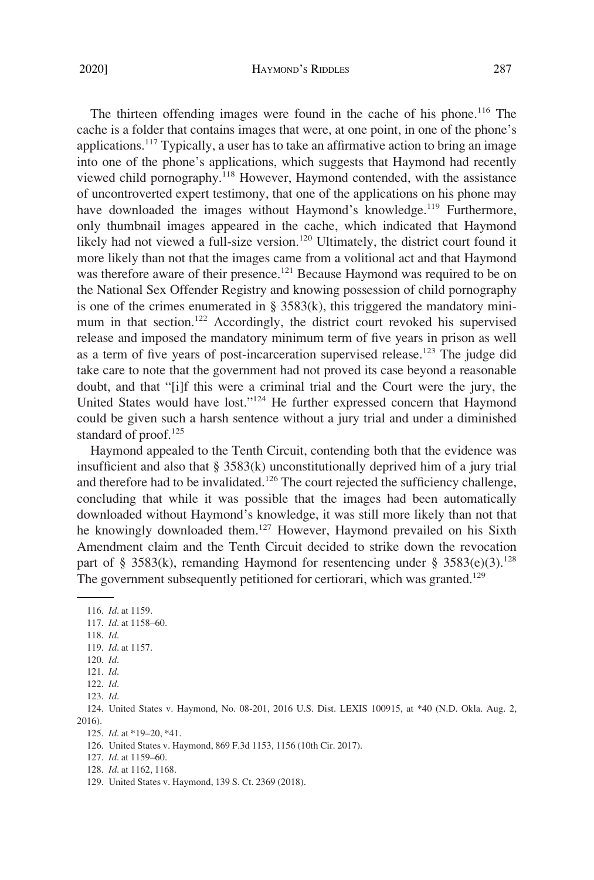The thirteen offending images were found in the cache of his phone.[116] The cache is a folder that contains images that were, at one point, in one of the phone's applications.[117] Typically, a user has to take an affirmative action to bring an image into one of the phone's applications, which suggests that Haymond had recently viewed child pornography.[118] However, Haymond contended, with the assistance of uncontroverted expert testimony, that one of the applications on his phone may have downloaded the images without Haymond's knowledge.[119] Furthermore, only thumbnail images appeared in the cache, which indicated that Haymond likely had not viewed a full-size version.[120] Ultimately, the district court found it more likely than not that the images came from a volitional act and that Haymond was therefore aware of their presence.[121] Because Haymond was required to be on the National Sex Offender Registry and knowing possession of child pornography is one of the crimes enumerated in § 3583(k), this triggered the mandatory minimum in that section.[122] Accordingly, the district court revoked his supervised release and imposed the mandatory minimum term of five years in prison as well as a term of five years of post-incarceration supervised release.[123] The judge did take care to note that the government had not proved its case beyond a reasonable doubt, and that "[i]f this were a criminal trial and the Court were the jury, the United States would have lost."[124] He further expressed concern that Haymond could be given such a harsh sentence without a jury trial and under a diminished standard of proof.[125]

Haymond appealed to the Tenth Circuit, contending both that the evidence was insufficient and also that § 3583(k) unconstitutionally deprived him of a jury trial and therefore had to be invalidated.[126] The court rejected the sufficiency challenge, concluding that while it was possible that the images had been automatically downloaded without Haymond's knowledge, it was still more likely than not that he knowingly downloaded them.[127] However, Haymond prevailed on his Sixth Amendment claim and the Tenth Circuit decided to strike down the revocation part of § 3583(k), remanding Haymond for resentencing under § 3583(e)(3).[128] The government subsequently petitioned for certiorari, which was granted.[129]

---

116. *Id*. at 1159.

117. *Id*. at 1158–60.

118. *Id*.

119. *Id*. at 1157.

120. *Id*.

121. *Id*.

122. *Id*.

123. *Id*.

124. United States v. Haymond, No. 08-201, 2016 U.S. Dist. LEXIS 100915, at *40 (N.D. Okla. Aug. 2, 2016).

125. *Id*. at *19–20, *41.

126. United States v. Haymond, 869 F.3d 1153, 1156 (10th Cir. 2017).

127. *Id*. at 1159–60.

128. *Id*. at 1162, 1168.

129. United States v. Haymond, 139 S. Ct. 2369 (2018).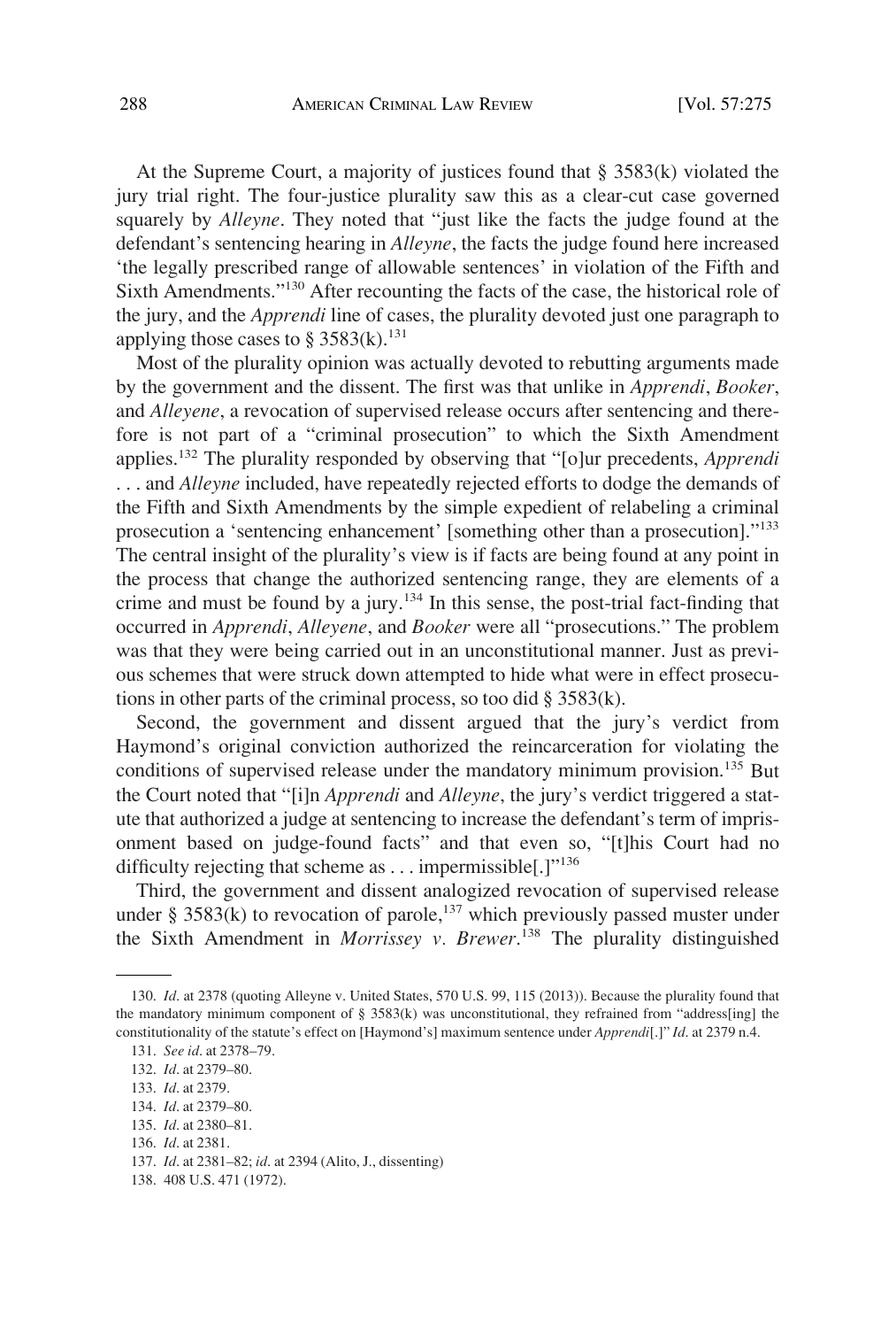At the Supreme Court, a majority of justices found that § 3583(k) violated the jury trial right. The four-justice plurality saw this as a clear-cut case governed squarely by *Alleyne*. They noted that "just like the facts the judge found at the defendant's sentencing hearing in *Alleyne*, the facts the judge found here increased 'the legally prescribed range of allowable sentences' in violation of the Fifth and Sixth Amendments."[130] After recounting the facts of the case, the historical role of the jury, and the *Apprendi* line of cases, the plurality devoted just one paragraph to applying those cases to § 3583(k).[131]

Most of the plurality opinion was actually devoted to rebutting arguments made by the government and the dissent. The first was that unlike in *Apprendi*, *Booker*, and *Alleyene*, a revocation of supervised release occurs after sentencing and therefore is not part of a "criminal prosecution" to which the Sixth Amendment applies.[132] The plurality responded by observing that "[o]ur precedents, *Apprendi* . . . and *Alleyne* included, have repeatedly rejected efforts to dodge the demands of the Fifth and Sixth Amendments by the simple expedient of relabeling a criminal prosecution a 'sentencing enhancement' [something other than a prosecution]."[133] The central insight of the plurality's view is if facts are being found at any point in the process that change the authorized sentencing range, they are elements of a crime and must be found by a jury.[134] In this sense, the post-trial fact-finding that occurred in *Apprendi*, *Alleyene*, and *Booker* were all "prosecutions." The problem was that they were being carried out in an unconstitutional manner. Just as previous schemes that were struck down attempted to hide what were in effect prosecutions in other parts of the criminal process, so too did § 3583(k).

Second, the government and dissent argued that the jury's verdict from Haymond's original conviction authorized the reincarceration for violating the conditions of supervised release under the mandatory minimum provision.[135] But the Court noted that "[i]n *Apprendi* and *Alleyne*, the jury's verdict triggered a statute that authorized a judge at sentencing to increase the defendant's term of imprisonment based on judge-found facts" and that even so, "[t]his Court had no difficulty rejecting that scheme as . . . impermissible[.]"[136]

Third, the government and dissent analogized revocation of supervised release under § 3583(k) to revocation of parole,[137] which previously passed muster under the Sixth Amendment in *Morrissey v. Brewer*.[138] The plurality distinguished

---

130. *Id*. at 2378 (quoting Alleyne v. United States, 570 U.S. 99, 115 (2013)). Because the plurality found that the mandatory minimum component of § 3583(k) was unconstitutional, they refrained from "address[ing] the constitutionality of the statute's effect on [Haymond's] maximum sentence under *Apprendi*[.]" *Id*. at 2379 n.4.

131. *See id*. at 2378–79.

132. *Id*. at 2379–80.

133. *Id*. at 2379.

134. *Id*. at 2379–80.

135. *Id*. at 2380–81.

136. *Id*. at 2381.

137. *Id*. at 2381–82; *id*. at 2394 (Alito, J., dissenting)

138. 408 U.S. 471 (1972).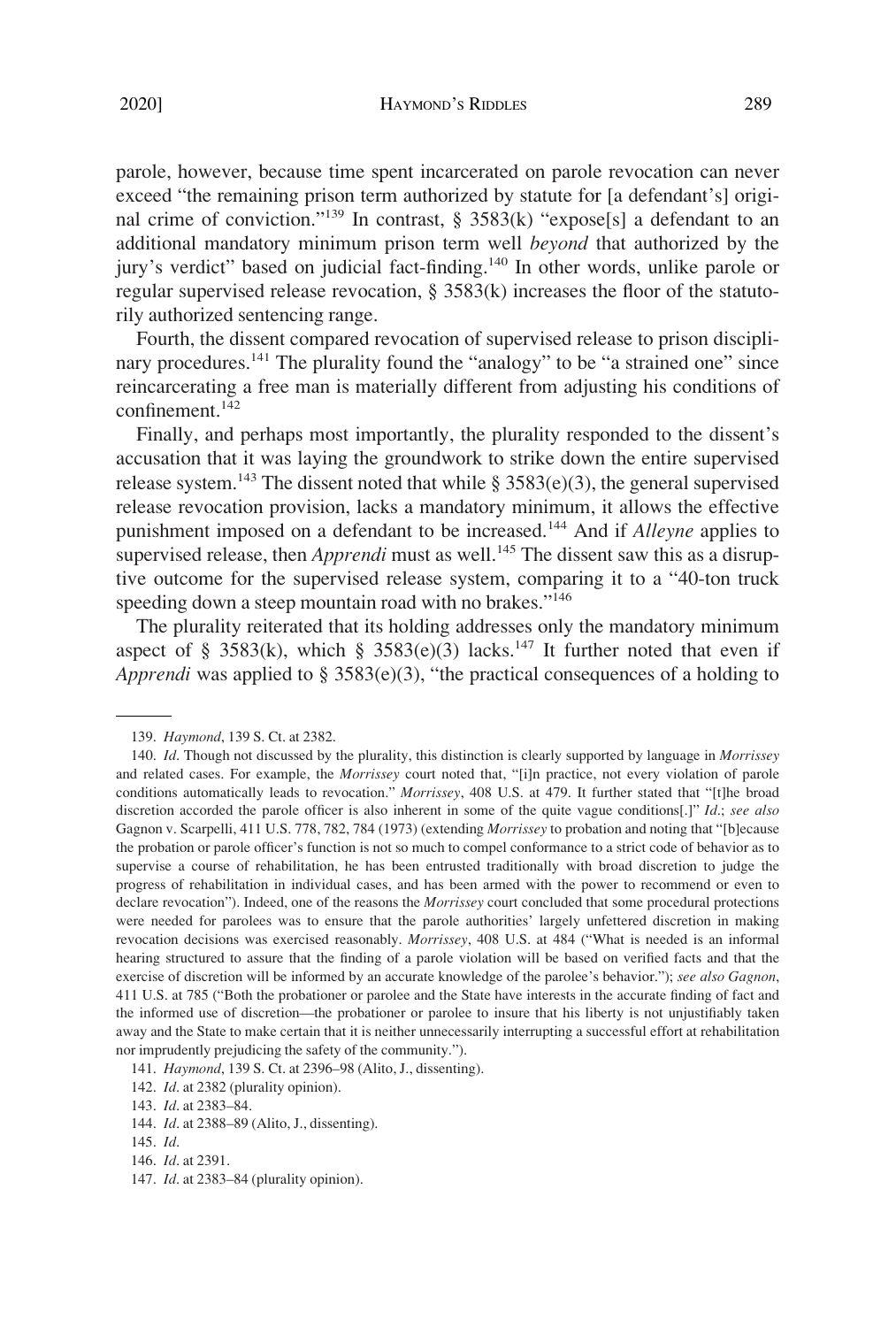parole, however, because time spent incarcerated on parole revocation can never exceed "the remaining prison term authorized by statute for [a defendant's] original crime of conviction."[139] In contrast, § 3583(k) "expose[s] a defendant to an additional mandatory minimum prison term well *beyond* that authorized by the jury's verdict" based on judicial fact-finding.[140] In other words, unlike parole or regular supervised release revocation, § 3583(k) increases the floor of the statutorily authorized sentencing range.

Fourth, the dissent compared revocation of supervised release to prison disciplinary procedures.[141] The plurality found the "analogy" to be "a strained one" since reincarcerating a free man is materially different from adjusting his conditions of confinement.[142]

Finally, and perhaps most importantly, the plurality responded to the dissent's accusation that it was laying the groundwork to strike down the entire supervised release system.[143] The dissent noted that while § 3583(e)(3), the general supervised release revocation provision, lacks a mandatory minimum, it allows the effective punishment imposed on a defendant to be increased.[144] And if *Alleyne* applies to supervised release, then *Apprendi* must as well.[145] The dissent saw this as a disruptive outcome for the supervised release system, comparing it to a "40-ton truck speeding down a steep mountain road with no brakes."[146]

The plurality reiterated that its holding addresses only the mandatory minimum aspect of § 3583(k), which § 3583(e)(3) lacks.[147] It further noted that even if *Apprendi* was applied to § 3583(e)(3), "the practical consequences of a holding to

---

139. *Haymond*, 139 S. Ct. at 2382.

140. *Id*. Though not discussed by the plurality, this distinction is clearly supported by language in *Morrissey* and related cases. For example, the *Morrissey* court noted that, "[i]n practice, not every violation of parole conditions automatically leads to revocation." *Morrissey*, 408 U.S. at 479. It further stated that "[t]he broad discretion accorded the parole officer is also inherent in some of the quite vague conditions[.]" *Id*.; *see also* Gagnon v. Scarpelli, 411 U.S. 778, 782, 784 (1973) (extending *Morrissey* to probation and noting that "[b]ecause the probation or parole officer's function is not so much to compel conformance to a strict code of behavior as to supervise a course of rehabilitation, he has been entrusted traditionally with broad discretion to judge the progress of rehabilitation in individual cases, and has been armed with the power to recommend or even to declare revocation"). Indeed, one of the reasons the *Morrissey* court concluded that some procedural protections were needed for parolees was to ensure that the parole authorities' largely unfettered discretion in making revocation decisions was exercised reasonably. *Morrissey*, 408 U.S. at 484 ("What is needed is an informal hearing structured to assure that the finding of a parole violation will be based on verified facts and that the exercise of discretion will be informed by an accurate knowledge of the parolee's behavior."); *see also Gagnon*, 411 U.S. at 785 ("Both the probationer or parolee and the State have interests in the accurate finding of fact and the informed use of discretion—the probationer or parolee to insure that his liberty is not unjustifiably taken away and the State to make certain that it is neither unnecessarily interrupting a successful effort at rehabilitation nor imprudently prejudicing the safety of the community.").

141. *Haymond*, 139 S. Ct. at 2396–98 (Alito, J., dissenting).

142. *Id*. at 2382 (plurality opinion).

143. *Id*. at 2383–84.

144. *Id*. at 2388–89 (Alito, J., dissenting).

145. *Id*.

146. *Id*. at 2391.

147. *Id*. at 2383–84 (plurality opinion).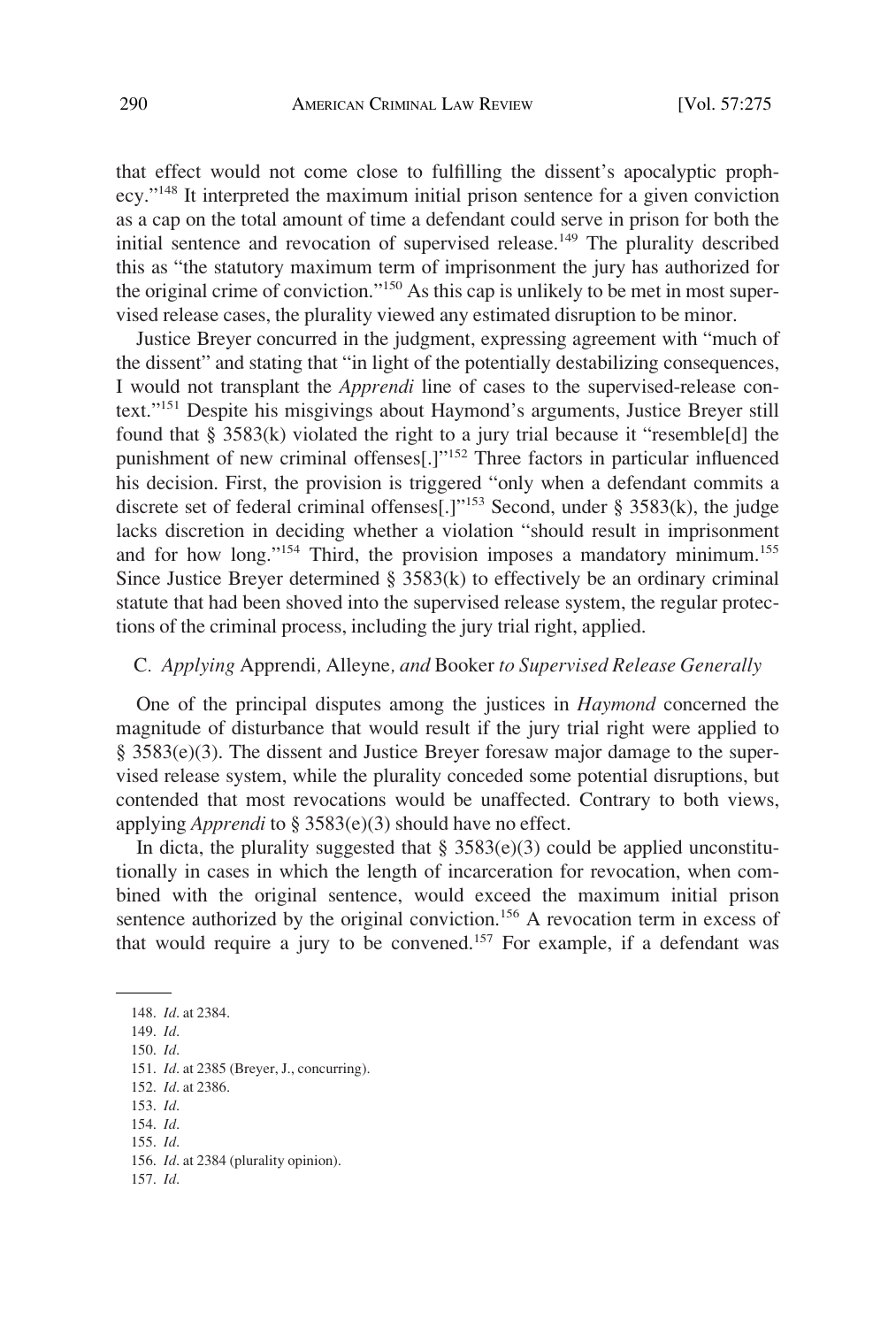that effect would not come close to fulfilling the dissent's apocalyptic prophecy."[148] It interpreted the maximum initial prison sentence for a given conviction as a cap on the total amount of time a defendant could serve in prison for both the initial sentence and revocation of supervised release.[149] The plurality described this as "the statutory maximum term of imprisonment the jury has authorized for the original crime of conviction."[150] As this cap is unlikely to be met in most supervised release cases, the plurality viewed any estimated disruption to be minor.

Justice Breyer concurred in the judgment, expressing agreement with "much of the dissent" and stating that "in light of the potentially destabilizing consequences, I would not transplant the *Apprendi* line of cases to the supervised-release context."[151] Despite his misgivings about Haymond's arguments, Justice Breyer still found that § 3583(k) violated the right to a jury trial because it "resemble[d] the punishment of new criminal offenses[.]"[152] Three factors in particular influenced his decision. First, the provision is triggered "only when a defendant commits a discrete set of federal criminal offenses[.]"[153] Second, under § 3583(k), the judge lacks discretion in deciding whether a violation "should result in imprisonment and for how long."[154] Third, the provision imposes a mandatory minimum.[155] Since Justice Breyer determined § 3583(k) to effectively be an ordinary criminal statute that had been shoved into the supervised release system, the regular protections of the criminal process, including the jury trial right, applied.

### C. *Applying* Apprendi, Alleyne, *and* Booker *to Supervised Release Generally*

One of the principal disputes among the justices in *Haymond* concerned the magnitude of disturbance that would result if the jury trial right were applied to § 3583(e)(3). The dissent and Justice Breyer foresaw major damage to the supervised release system, while the plurality conceded some potential disruptions, but contended that most revocations would be unaffected. Contrary to both views, applying *Apprendi* to § 3583(e)(3) should have no effect.

In dicta, the plurality suggested that § 3583(e)(3) could be applied unconstitutionally in cases in which the length of incarceration for revocation, when combined with the original sentence, would exceed the maximum initial prison sentence authorized by the original conviction.[156] A revocation term in excess of that would require a jury to be convened.[157] For example, if a defendant was

---

148. *Id*. at 2384.

149. *Id*.

150. *Id*.

151. *Id*. at 2385 (Breyer, J., concurring).

152. *Id*. at 2386.

153. *Id*.

154. *Id*.

155. *Id*.

156. *Id*. at 2384 (plurality opinion).

157. *Id*.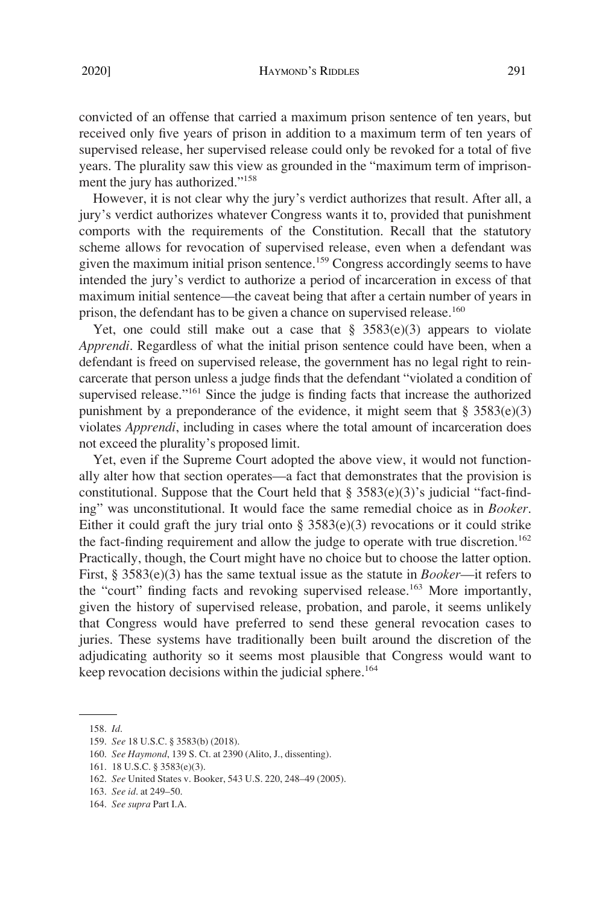convicted of an offense that carried a maximum prison sentence of ten years, but received only five years of prison in addition to a maximum term of ten years of supervised release, her supervised release could only be revoked for a total of five years. The plurality saw this view as grounded in the "maximum term of imprisonment the jury has authorized."[158]

However, it is not clear why the jury's verdict authorizes that result. After all, a jury's verdict authorizes whatever Congress wants it to, provided that punishment comports with the requirements of the Constitution. Recall that the statutory scheme allows for revocation of supervised release, even when a defendant was given the maximum initial prison sentence.[159] Congress accordingly seems to have intended the jury's verdict to authorize a period of incarceration in excess of that maximum initial sentence—the caveat being that after a certain number of years in prison, the defendant has to be given a chance on supervised release.[160]

Yet, one could still make out a case that § 3583(e)(3) appears to violate *Apprendi*. Regardless of what the initial prison sentence could have been, when a defendant is freed on supervised release, the government has no legal right to reincarcerate that person unless a judge finds that the defendant "violated a condition of supervised release."[161] Since the judge is finding facts that increase the authorized punishment by a preponderance of the evidence, it might seem that § 3583(e)(3) violates *Apprendi*, including in cases where the total amount of incarceration does not exceed the plurality's proposed limit.

Yet, even if the Supreme Court adopted the above view, it would not functionally alter how that section operates—a fact that demonstrates that the provision is constitutional. Suppose that the Court held that § 3583(e)(3)'s judicial "fact-finding" was unconstitutional. It would face the same remedial choice as in *Booker*. Either it could graft the jury trial onto § 3583(e)(3) revocations or it could strike the fact-finding requirement and allow the judge to operate with true discretion.[162] Practically, though, the Court might have no choice but to choose the latter option. First, § 3583(e)(3) has the same textual issue as the statute in *Booker*—it refers to the "court" finding facts and revoking supervised release.[163] More importantly, given the history of supervised release, probation, and parole, it seems unlikely that Congress would have preferred to send these general revocation cases to juries. These systems have traditionally been built around the discretion of the adjudicating authority so it seems most plausible that Congress would want to keep revocation decisions within the judicial sphere.[164]

158. *Id*.

159. *See* 18 U.S.C. § 3583(b) (2018).

160. *See Haymond*, 139 S. Ct. at 2390 (Alito, J., dissenting).

161. 18 U.S.C. § 3583(e)(3).

162. *See* United States v. Booker, 543 U.S. 220, 248–49 (2005).

163. *See id*. at 249–50.

164. *See supra* Part I.A.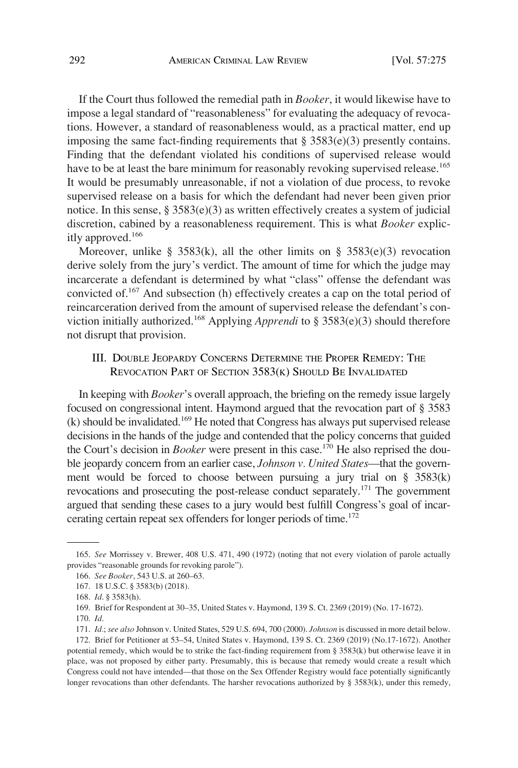If the Court thus followed the remedial path in *Booker*, it would likewise have to impose a legal standard of "reasonableness" for evaluating the adequacy of revocations. However, a standard of reasonableness would, as a practical matter, end up imposing the same fact-finding requirements that § 3583(e)(3) presently contains. Finding that the defendant violated his conditions of supervised release would have to be at least the bare minimum for reasonably revoking supervised release.[165] It would be presumably unreasonable, if not a violation of due process, to revoke supervised release on a basis for which the defendant had never been given prior notice. In this sense, § 3583(e)(3) as written effectively creates a system of judicial discretion, cabined by a reasonableness requirement. This is what *Booker* explicitly approved.[166]

Moreover, unlike § 3583(k), all the other limits on § 3583(e)(3) revocation derive solely from the jury's verdict. The amount of time for which the judge may incarcerate a defendant is determined by what "class" offense the defendant was convicted of.[167] And subsection (h) effectively creates a cap on the total period of reincarceration derived from the amount of supervised release the defendant's conviction initially authorized.[168] Applying *Apprendi* to § 3583(e)(3) should therefore not disrupt that provision.

## III. Double Jeopardy Concerns Determine the Proper Remedy: The Revocation Part of Section 3583(k) Should Be Invalidated

In keeping with *Booker*'s overall approach, the briefing on the remedy issue largely focused on congressional intent. Haymond argued that the revocation part of § 3583 (k) should be invalidated.[169] He noted that Congress has always put supervised release decisions in the hands of the judge and contended that the policy concerns that guided the Court's decision in *Booker* were present in this case.[170] He also reprised the double jeopardy concern from an earlier case, *Johnson v. United States*—that the government would be forced to choose between pursuing a jury trial on § 3583(k) revocations and prosecuting the post-release conduct separately.[171] The government argued that sending these cases to a jury would best fulfill Congress's goal of incarcerating certain repeat sex offenders for longer periods of time.[172]

---

165. *See* Morrissey v. Brewer, 408 U.S. 471, 490 (1972) (noting that not every violation of parole actually provides "reasonable grounds for revoking parole").

166. *See Booker*, 543 U.S. at 260–63.

167. 18 U.S.C. § 3583(b) (2018).

168. *Id*. § 3583(h).

169. Brief for Respondent at 30–35, United States v. Haymond, 139 S. Ct. 2369 (2019) (No. 17-1672).

170. *Id*.

171. *Id*.; *see also* Johnson v. United States, 529 U.S. 694, 700 (2000). *Johnson* is discussed in more detail below.

172. Brief for Petitioner at 53–54, United States v. Haymond, 139 S. Ct. 2369 (2019) (No.17-1672). Another potential remedy, which would be to strike the fact-finding requirement from § 3583(k) but otherwise leave it in place, was not proposed by either party. Presumably, this is because that remedy would create a result which Congress could not have intended—that those on the Sex Offender Registry would face potentially significantly longer revocations than other defendants. The harsher revocations authorized by § 3583(k), under this remedy,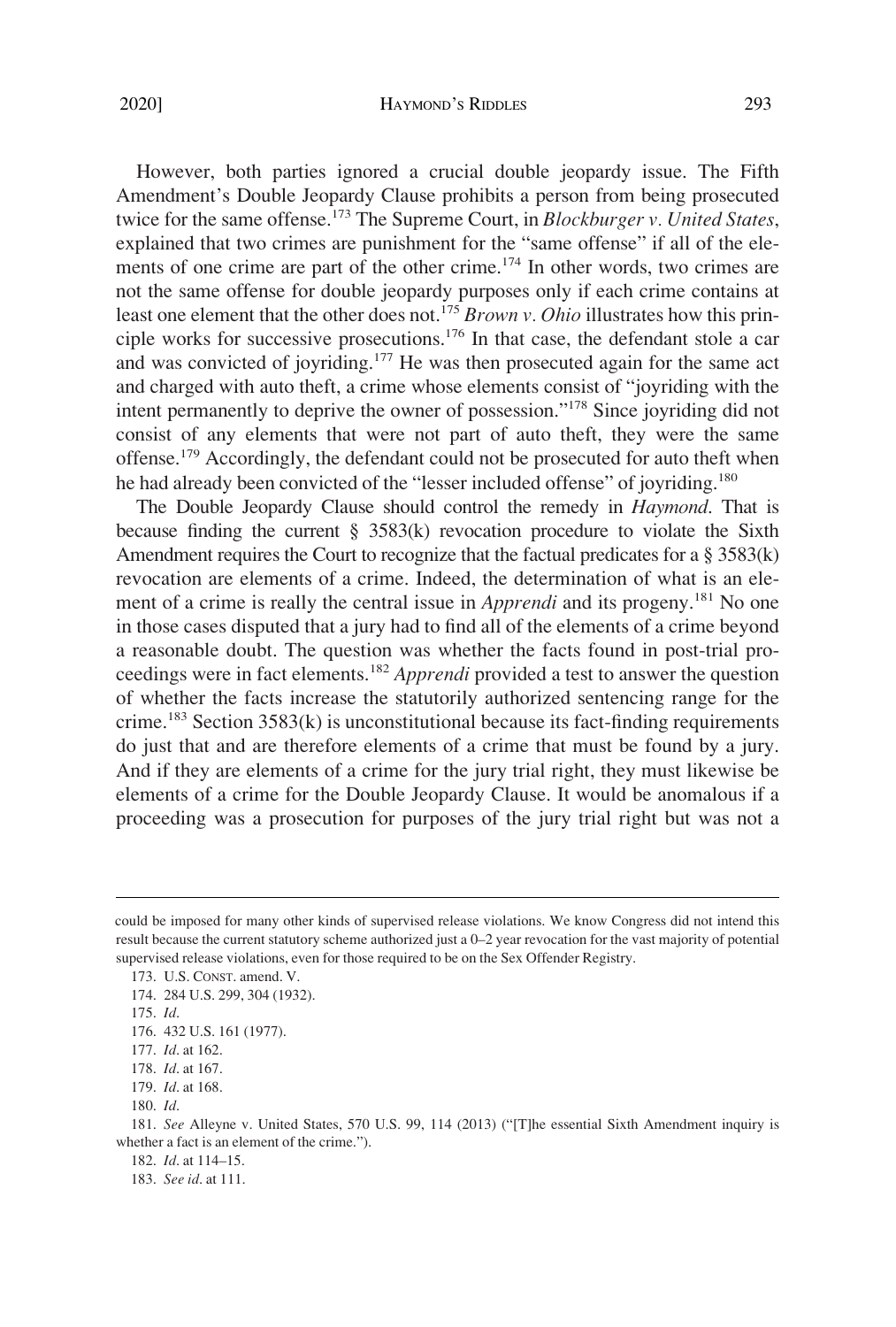However, both parties ignored a crucial double jeopardy issue. The Fifth Amendment's Double Jeopardy Clause prohibits a person from being prosecuted twice for the same offense.[173] The Supreme Court, in *Blockburger v. United States*, explained that two crimes are punishment for the "same offense" if all of the elements of one crime are part of the other crime.[174] In other words, two crimes are not the same offense for double jeopardy purposes only if each crime contains at least one element that the other does not.[175] *Brown v. Ohio* illustrates how this principle works for successive prosecutions.[176] In that case, the defendant stole a car and was convicted of joyriding.[177] He was then prosecuted again for the same act and charged with auto theft, a crime whose elements consist of "joyriding with the intent permanently to deprive the owner of possession."[178] Since joyriding did not consist of any elements that were not part of auto theft, they were the same offense.[179] Accordingly, the defendant could not be prosecuted for auto theft when he had already been convicted of the "lesser included offense" of joyriding.[180]

The Double Jeopardy Clause should control the remedy in *Haymond*. That is because finding the current § 3583(k) revocation procedure to violate the Sixth Amendment requires the Court to recognize that the factual predicates for a § 3583(k) revocation are elements of a crime. Indeed, the determination of what is an element of a crime is really the central issue in *Apprendi* and its progeny.[181] No one in those cases disputed that a jury had to find all of the elements of a crime beyond a reasonable doubt. The question was whether the facts found in post-trial proceedings were in fact elements.[182] *Apprendi* provided a test to answer the question of whether the facts increase the statutorily authorized sentencing range for the crime.[183] Section 3583(k) is unconstitutional because its fact-finding requirements do just that and are therefore elements of a crime that must be found by a jury. And if they are elements of a crime for the jury trial right, they must likewise be elements of a crime for the Double Jeopardy Clause. It would be anomalous if a proceeding was a prosecution for purposes of the jury trial right but was not a

---

could be imposed for many other kinds of supervised release violations. We know Congress did not intend this result because the current statutory scheme authorized just a 0–2 year revocation for the vast majority of potential supervised release violations, even for those required to be on the Sex Offender Registry.

173. U.S. CONST. amend. V.

174. 284 U.S. 299, 304 (1932).

175. *Id.*

176. 432 U.S. 161 (1977).

177. *Id.* at 162.

178. *Id.* at 167.

179. *Id.* at 168.

180. *Id.*

181. *See* Alleyne v. United States, 570 U.S. 99, 114 (2013) ("[T]he essential Sixth Amendment inquiry is whether a fact is an element of the crime.").

182. *Id.* at 114–15.

183. *See id.* at 111.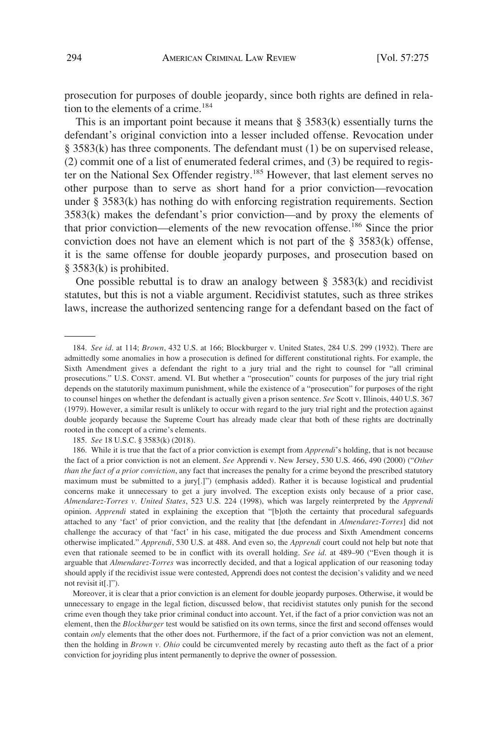prosecution for purposes of double jeopardy, since both rights are defined in relation to the elements of a crime.[184]

This is an important point because it means that § 3583(k) essentially turns the defendant's original conviction into a lesser included offense. Revocation under § 3583(k) has three components. The defendant must (1) be on supervised release, (2) commit one of a list of enumerated federal crimes, and (3) be required to register on the National Sex Offender registry.[185] However, that last element serves no other purpose than to serve as short hand for a prior conviction—revocation under § 3583(k) has nothing do with enforcing registration requirements. Section 3583(k) makes the defendant's prior conviction—and by proxy the elements of that prior conviction—elements of the new revocation offense.[186] Since the prior conviction does not have an element which is not part of the § 3583(k) offense, it is the same offense for double jeopardy purposes, and prosecution based on § 3583(k) is prohibited.

One possible rebuttal is to draw an analogy between § 3583(k) and recidivist statutes, but this is not a viable argument. Recidivist statutes, such as three strikes laws, increase the authorized sentencing range for a defendant based on the fact of

---

184. *See id.* at 114; *Brown*, 432 U.S. at 166; Blockburger v. United States, 284 U.S. 299 (1932). There are admittedly some anomalies in how a prosecution is defined for different constitutional rights. For example, the Sixth Amendment gives a defendant the right to a jury trial and the right to counsel for "all criminal prosecutions." U.S. CONST. amend. VI. But whether a "prosecution" counts for purposes of the jury trial right depends on the statutorily maximum punishment, while the existence of a "prosecution" for purposes of the right to counsel hinges on whether the defendant is actually given a prison sentence. *See* Scott v. Illinois, 440 U.S. 367 (1979). However, a similar result is unlikely to occur with regard to the jury trial right and the protection against double jeopardy because the Supreme Court has already made clear that both of these rights are doctrinally rooted in the concept of a crime's elements.

185. *See* 18 U.S.C. § 3583(k) (2018).

186. While it is true that the fact of a prior conviction is exempt from *Apprendi*'s holding, that is not because the fact of a prior conviction is not an element. *See* Apprendi v. New Jersey, 530 U.S. 466, 490 (2000) ("*Other than the fact of a prior conviction*, any fact that increases the penalty for a crime beyond the prescribed statutory maximum must be submitted to a jury[.]") (emphasis added). Rather it is because logistical and prudential concerns make it unnecessary to get a jury involved. The exception exists only because of a prior case, *Almendarez-Torres v. United States*, 523 U.S. 224 (1998), which was largely reinterpreted by the *Apprendi* opinion. *Apprendi* stated in explaining the exception that "[b]oth the certainty that procedural safeguards attached to any 'fact' of prior conviction, and the reality that [the defendant in *Almendarez-Torres*] did not challenge the accuracy of that 'fact' in his case, mitigated the due process and Sixth Amendment concerns otherwise implicated." *Apprendi*, 530 U.S. at 488. And even so, the *Apprendi* court could not help but note that even that rationale seemed to be in conflict with its overall holding. *See id.* at 489–90 ("Even though it is arguable that *Almendarez-Torres* was incorrectly decided, and that a logical application of our reasoning today should apply if the recidivist issue were contested, Apprendi does not contest the decision's validity and we need not revisit it[.]").

Moreover, it is clear that a prior conviction is an element for double jeopardy purposes. Otherwise, it would be unnecessary to engage in the legal fiction, discussed below, that recidivist statutes only punish for the second crime even though they take prior criminal conduct into account. Yet, if the fact of a prior conviction was not an element, then the *Blockburger* test would be satisfied on its own terms, since the first and second offenses would contain *only* elements that the other does not. Furthermore, if the fact of a prior conviction was not an element, then the holding in *Brown v. Ohio* could be circumvented merely by recasting auto theft as the fact of a prior conviction for joyriding plus intent permanently to deprive the owner of possession.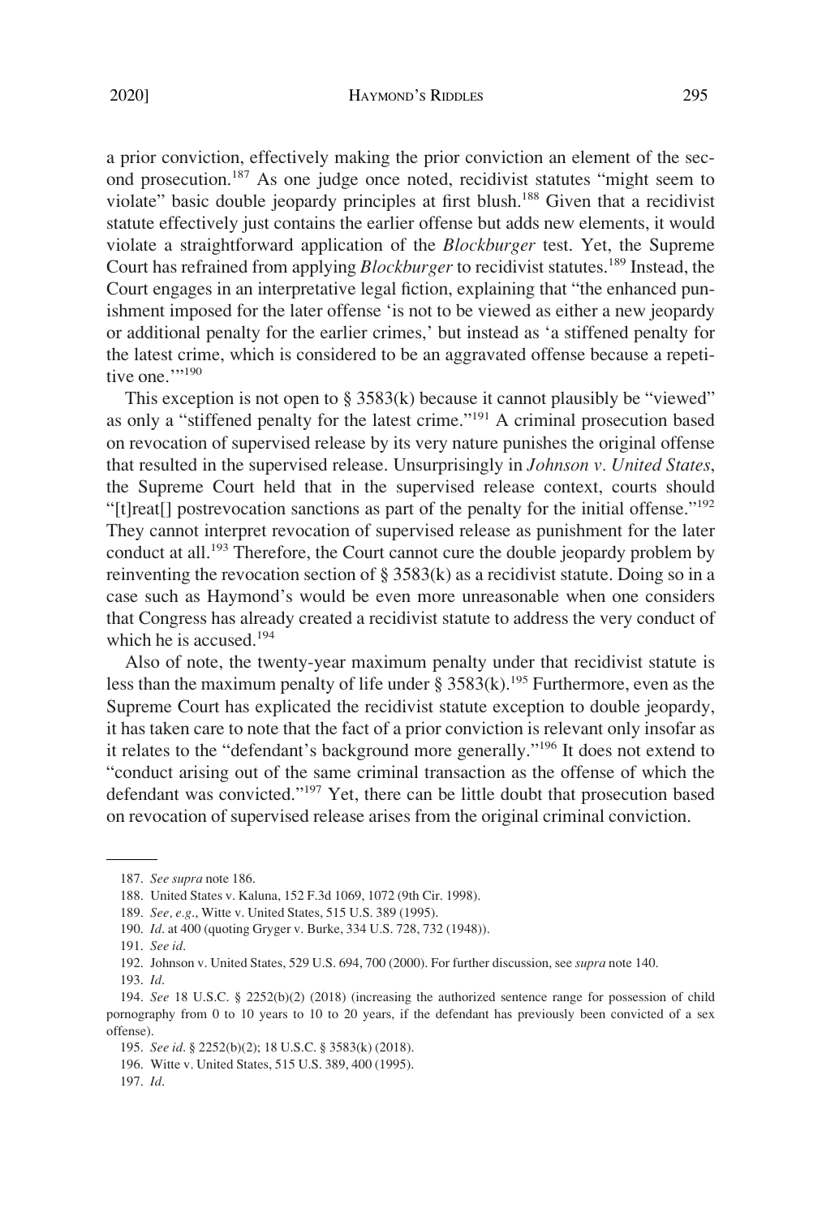a prior conviction, effectively making the prior conviction an element of the second prosecution.[187] As one judge once noted, recidivist statutes "might seem to violate" basic double jeopardy principles at first blush.[188] Given that a recidivist statute effectively just contains the earlier offense but adds new elements, it would violate a straightforward application of the *Blockburger* test. Yet, the Supreme Court has refrained from applying *Blockburger* to recidivist statutes.[189] Instead, the Court engages in an interpretative legal fiction, explaining that "the enhanced punishment imposed for the later offense 'is not to be viewed as either a new jeopardy or additional penalty for the earlier crimes,' but instead as 'a stiffened penalty for the latest crime, which is considered to be an aggravated offense because a repetitive one.'"[190]

This exception is not open to § 3583(k) because it cannot plausibly be "viewed" as only a "stiffened penalty for the latest crime."[191] A criminal prosecution based on revocation of supervised release by its very nature punishes the original offense that resulted in the supervised release. Unsurprisingly in *Johnson v. United States*, the Supreme Court held that in the supervised release context, courts should "[t]reat[] postrevocation sanctions as part of the penalty for the initial offense."[192] They cannot interpret revocation of supervised release as punishment for the later conduct at all.[193] Therefore, the Court cannot cure the double jeopardy problem by reinventing the revocation section of § 3583(k) as a recidivist statute. Doing so in a case such as Haymond's would be even more unreasonable when one considers that Congress has already created a recidivist statute to address the very conduct of which he is accused.[194]

Also of note, the twenty-year maximum penalty under that recidivist statute is less than the maximum penalty of life under § 3583(k).[195] Furthermore, even as the Supreme Court has explicated the recidivist statute exception to double jeopardy, it has taken care to note that the fact of a prior conviction is relevant only insofar as it relates to the "defendant's background more generally."[196] It does not extend to "conduct arising out of the same criminal transaction as the offense of which the defendant was convicted."[197] Yet, there can be little doubt that prosecution based on revocation of supervised release arises from the original criminal conviction.

---

187. *See supra* note 186.

188. United States v. Kaluna, 152 F.3d 1069, 1072 (9th Cir. 1998).

189. *See, e.g.*, Witte v. United States, 515 U.S. 389 (1995).

190. *Id.* at 400 (quoting Gryger v. Burke, 334 U.S. 728, 732 (1948)).

191. *See id.*

192. Johnson v. United States, 529 U.S. 694, 700 (2000). For further discussion, see *supra* note 140.

193. *Id.*

194. *See* 18 U.S.C. § 2252(b)(2) (2018) (increasing the authorized sentence range for possession of child pornography from 0 to 10 years to 10 to 20 years, if the defendant has previously been convicted of a sex offense).

195. *See id.* § 2252(b)(2); 18 U.S.C. § 3583(k) (2018).

196. Witte v. United States, 515 U.S. 389, 400 (1995).

197. *Id.*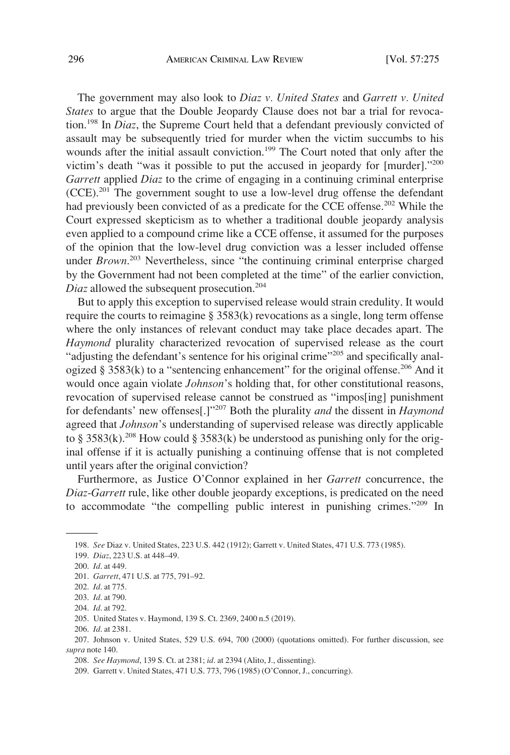The government may also look to *Diaz v. United States* and *Garrett v. United States* to argue that the Double Jeopardy Clause does not bar a trial for revocation.[198] In *Diaz*, the Supreme Court held that a defendant previously convicted of assault may be subsequently tried for murder when the victim succumbs to his wounds after the initial assault conviction.[199] The Court noted that only after the victim's death "was it possible to put the accused in jeopardy for [murder]."[200] *Garrett* applied *Diaz* to the crime of engaging in a continuing criminal enterprise (CCE).[201] The government sought to use a low-level drug offense the defendant had previously been convicted of as a predicate for the CCE offense.[202] While the Court expressed skepticism as to whether a traditional double jeopardy analysis even applied to a compound crime like a CCE offense, it assumed for the purposes of the opinion that the low-level drug conviction was a lesser included offense under *Brown*.[203] Nevertheless, since "the continuing criminal enterprise charged by the Government had not been completed at the time" of the earlier conviction, *Diaz* allowed the subsequent prosecution.[204]

But to apply this exception to supervised release would strain credulity. It would require the courts to reimagine § 3583(k) revocations as a single, long term offense where the only instances of relevant conduct may take place decades apart. The *Haymond* plurality characterized revocation of supervised release as the court "adjusting the defendant's sentence for his original crime"[205] and specifically analogized § 3583(k) to a "sentencing enhancement" for the original offense.[206] And it would once again violate *Johnson*'s holding that, for other constitutional reasons, revocation of supervised release cannot be construed as "impos[ing] punishment for defendants' new offenses[.]"[207] Both the plurality *and* the dissent in *Haymond* agreed that *Johnson*'s understanding of supervised release was directly applicable to § 3583(k).[208] How could § 3583(k) be understood as punishing only for the original offense if it is actually punishing a continuing offense that is not completed until years after the original conviction?

Furthermore, as Justice O'Connor explained in her *Garrett* concurrence, the *Diaz-Garrett* rule, like other double jeopardy exceptions, is predicated on the need to accommodate "the compelling public interest in punishing crimes."[209] In

---

198. *See* Diaz v. United States, 223 U.S. 442 (1912); Garrett v. United States, 471 U.S. 773 (1985).

199. *Diaz*, 223 U.S. at 448–49.

200. *Id*. at 449.

201. *Garrett*, 471 U.S. at 775, 791–92.

202. *Id*. at 775.

203. *Id*. at 790.

204. *Id*. at 792.

205. United States v. Haymond, 139 S. Ct. 2369, 2400 n.5 (2019).

206. *Id*. at 2381.

207. Johnson v. United States, 529 U.S. 694, 700 (2000) (quotations omitted). For further discussion, see *supra* note 140.

208. *See Haymond*, 139 S. Ct. at 2381; *id*. at 2394 (Alito, J., dissenting).

209. Garrett v. United States, 471 U.S. 773, 796 (1985) (O'Connor, J., concurring).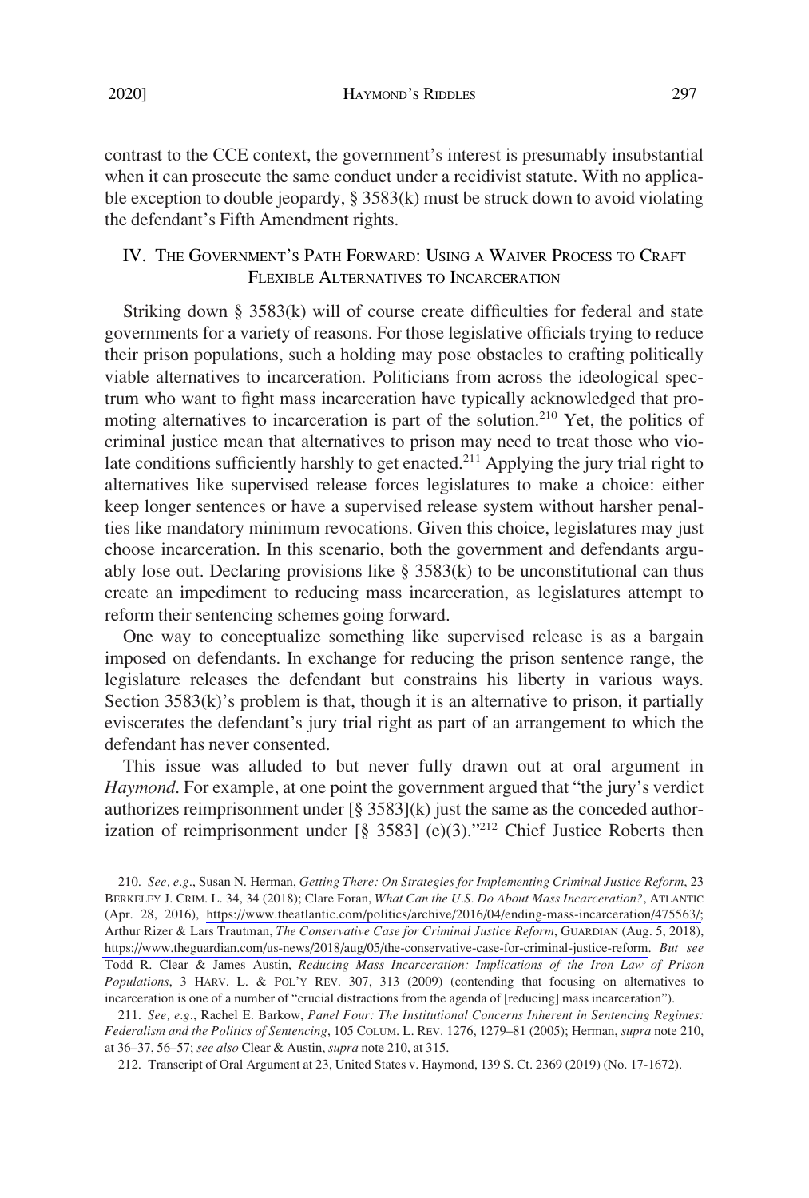contrast to the CCE context, the government's interest is presumably insubstantial when it can prosecute the same conduct under a recidivist statute. With no applicable exception to double jeopardy, § 3583(k) must be struck down to avoid violating the defendant's Fifth Amendment rights.

## IV. The Government's Path Forward: Using a Waiver Process to Craft Flexible Alternatives to Incarceration

Striking down § 3583(k) will of course create difficulties for federal and state governments for a variety of reasons. For those legislative officials trying to reduce their prison populations, such a holding may pose obstacles to crafting politically viable alternatives to incarceration. Politicians from across the ideological spectrum who want to fight mass incarceration have typically acknowledged that promoting alternatives to incarceration is part of the solution.[210] Yet, the politics of criminal justice mean that alternatives to prison may need to treat those who violate conditions sufficiently harshly to get enacted.[211] Applying the jury trial right to alternatives like supervised release forces legislatures to make a choice: either keep longer sentences or have a supervised release system without harsher penalties like mandatory minimum revocations. Given this choice, legislatures may just choose incarceration. In this scenario, both the government and defendants arguably lose out. Declaring provisions like § 3583(k) to be unconstitutional can thus create an impediment to reducing mass incarceration, as legislatures attempt to reform their sentencing schemes going forward.

One way to conceptualize something like supervised release is as a bargain imposed on defendants. In exchange for reducing the prison sentence range, the legislature releases the defendant but constrains his liberty in various ways. Section 3583(k)'s problem is that, though it is an alternative to prison, it partially eviscerates the defendant's jury trial right as part of an arrangement to which the defendant has never consented.

This issue was alluded to but never fully drawn out at oral argument in *Haymond*. For example, at one point the government argued that "the jury's verdict authorizes reimprisonment under [§ 3583](k) just the same as the conceded authorization of reimprisonment under [§ 3583] (e)(3)."[212] Chief Justice Roberts then

---

210. *See, e.g.*, Susan N. Herman, *Getting There: On Strategies for Implementing Criminal Justice Reform*, 23 BERKELEY J. CRIM. L. 34, 34 (2018); Clare Foran, *What Can the U.S. Do About Mass Incarceration?*, ATLANTIC (Apr. 28, 2016), https://www.theatlantic.com/politics/archive/2016/04/ending-mass-incarceration/475563/; Arthur Rizer & Lars Trautman, *The Conservative Case for Criminal Justice Reform*, GUARDIAN (Aug. 5, 2018), https://www.theguardian.com/us-news/2018/aug/05/the-conservative-case-for-criminal-justice-reform. *But see* Todd R. Clear & James Austin, *Reducing Mass Incarceration: Implications of the Iron Law of Prison Populations*, 3 HARV. L. & POL'Y REV. 307, 313 (2009) (contending that focusing on alternatives to incarceration is one of a number of "crucial distractions from the agenda of [reducing] mass incarceration").

211. *See, e.g.*, Rachel E. Barkow, *Panel Four: The Institutional Concerns Inherent in Sentencing Regimes: Federalism and the Politics of Sentencing*, 105 COLUM. L. REV. 1276, 1279–81 (2005); Herman, *supra* note 210, at 36–37, 56–57; *see also* Clear & Austin, *supra* note 210, at 315.

212. Transcript of Oral Argument at 23, United States v. Haymond, 139 S. Ct. 2369 (2019) (No. 17-1672).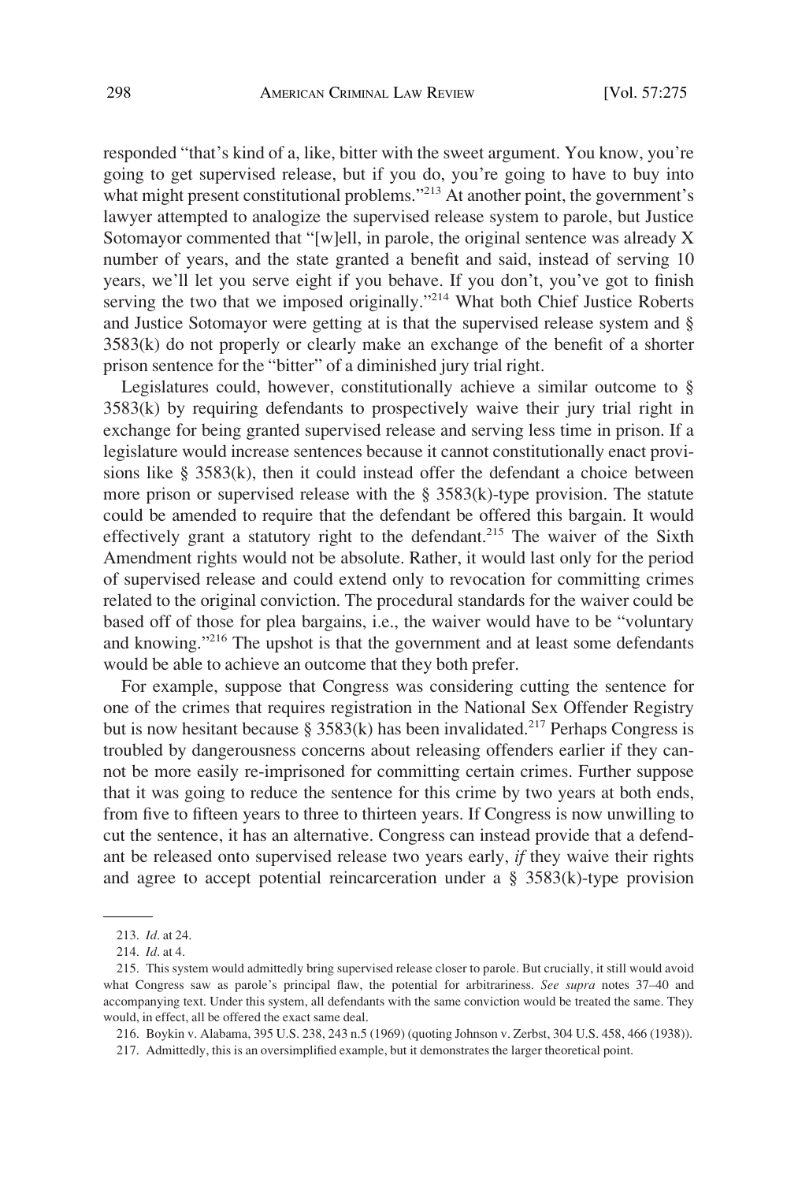responded "that's kind of a, like, bitter with the sweet argument. You know, you're going to get supervised release, but if you do, you're going to have to buy into what might present constitutional problems."[213] At another point, the government's lawyer attempted to analogize the supervised release system to parole, but Justice Sotomayor commented that "[w]ell, in parole, the original sentence was already X number of years, and the state granted a benefit and said, instead of serving 10 years, we'll let you serve eight if you behave. If you don't, you've got to finish serving the two that we imposed originally."[214] What both Chief Justice Roberts and Justice Sotomayor were getting at is that the supervised release system and § 3583(k) do not properly or clearly make an exchange of the benefit of a shorter prison sentence for the "bitter" of a diminished jury trial right.

Legislatures could, however, constitutionally achieve a similar outcome to § 3583(k) by requiring defendants to prospectively waive their jury trial right in exchange for being granted supervised release and serving less time in prison. If a legislature would increase sentences because it cannot constitutionally enact provisions like § 3583(k), then it could instead offer the defendant a choice between more prison or supervised release with the § 3583(k)-type provision. The statute could be amended to require that the defendant be offered this bargain. It would effectively grant a statutory right to the defendant.[215] The waiver of the Sixth Amendment rights would not be absolute. Rather, it would last only for the period of supervised release and could extend only to revocation for committing crimes related to the original conviction. The procedural standards for the waiver could be based off of those for plea bargains, i.e., the waiver would have to be "voluntary and knowing."[216] The upshot is that the government and at least some defendants would be able to achieve an outcome that they both prefer.

For example, suppose that Congress was considering cutting the sentence for one of the crimes that requires registration in the National Sex Offender Registry but is now hesitant because § 3583(k) has been invalidated.[217] Perhaps Congress is troubled by dangerousness concerns about releasing offenders earlier if they cannot be more easily re-imprisoned for committing certain crimes. Further suppose that it was going to reduce the sentence for this crime by two years at both ends, from five to fifteen years to three to thirteen years. If Congress is now unwilling to cut the sentence, it has an alternative. Congress can instead provide that a defendant be released onto supervised release two years early, *if* they waive their rights and agree to accept potential reincarceration under a § 3583(k)-type provision

---

213. *Id.* at 24.

214. *Id.* at 4.

215. This system would admittedly bring supervised release closer to parole. But crucially, it still would avoid what Congress saw as parole's principal flaw, the potential for arbitrariness. *See supra* notes 37–40 and accompanying text. Under this system, all defendants with the same conviction would be treated the same. They would, in effect, all be offered the exact same deal.

216. Boykin v. Alabama, 395 U.S. 238, 243 n.5 (1969) (quoting Johnson v. Zerbst, 304 U.S. 458, 466 (1938)).

217. Admittedly, this is an oversimplified example, but it demonstrates the larger theoretical point.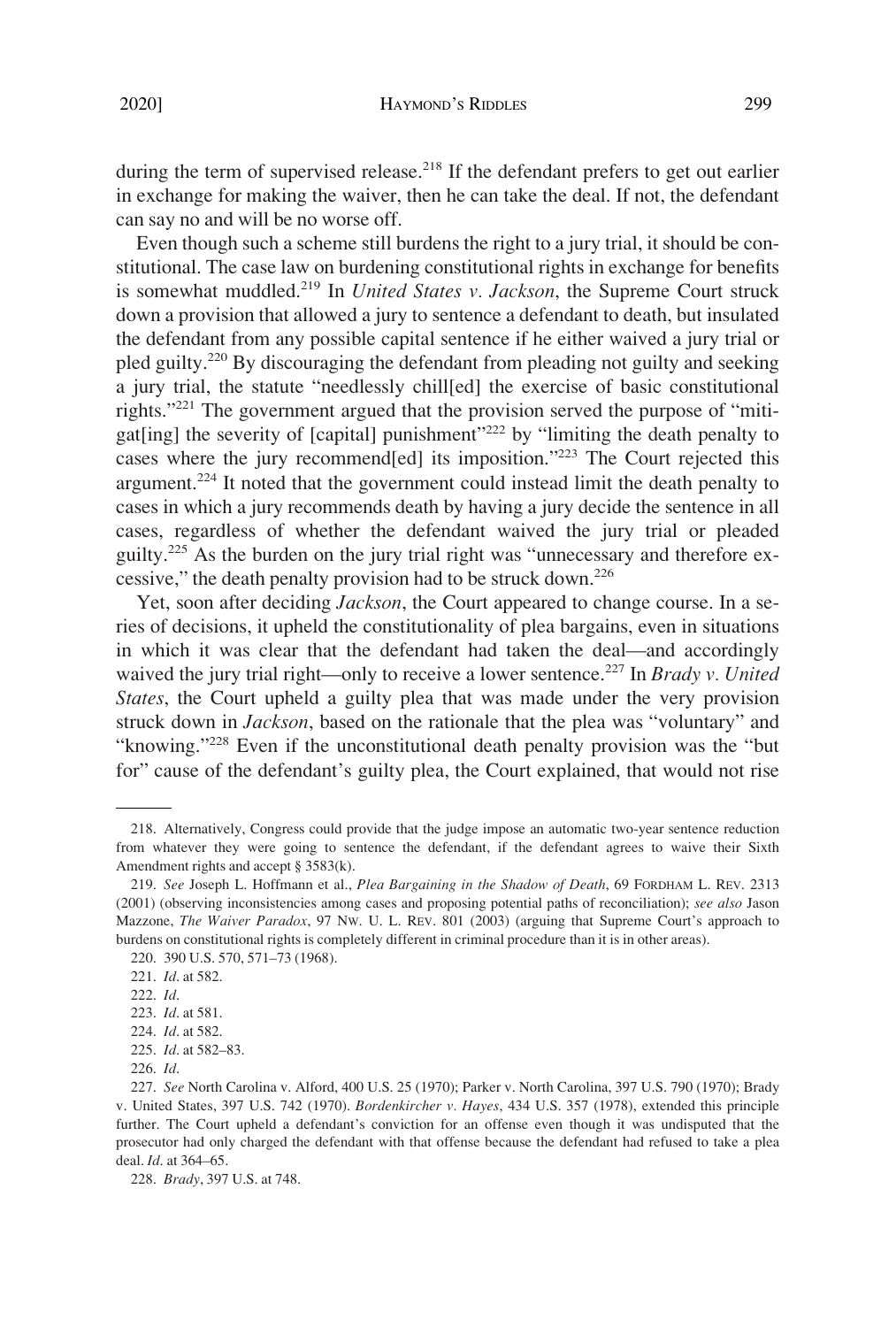during the term of supervised release.[218] If the defendant prefers to get out earlier in exchange for making the waiver, then he can take the deal. If not, the defendant can say no and will be no worse off.

Even though such a scheme still burdens the right to a jury trial, it should be constitutional. The case law on burdening constitutional rights in exchange for benefits is somewhat muddled.[219] In *United States v. Jackson*, the Supreme Court struck down a provision that allowed a jury to sentence a defendant to death, but insulated the defendant from any possible capital sentence if he either waived a jury trial or pled guilty.[220] By discouraging the defendant from pleading not guilty and seeking a jury trial, the statute "needlessly chill[ed] the exercise of basic constitutional rights."[221] The government argued that the provision served the purpose of "mitigat[ing] the severity of [capital] punishment"[222] by "limiting the death penalty to cases where the jury recommend[ed] its imposition."[223] The Court rejected this argument.[224] It noted that the government could instead limit the death penalty to cases in which a jury recommends death by having a jury decide the sentence in all cases, regardless of whether the defendant waived the jury trial or pleaded guilty.[225] As the burden on the jury trial right was "unnecessary and therefore excessive," the death penalty provision had to be struck down.[226]

Yet, soon after deciding *Jackson*, the Court appeared to change course. In a series of decisions, it upheld the constitutionality of plea bargains, even in situations in which it was clear that the defendant had taken the deal—and accordingly waived the jury trial right—only to receive a lower sentence.[227] In *Brady v. United States*, the Court upheld a guilty plea that was made under the very provision struck down in *Jackson*, based on the rationale that the plea was "voluntary" and "knowing."[228] Even if the unconstitutional death penalty provision was the "but for" cause of the defendant's guilty plea, the Court explained, that would not rise

---

218. Alternatively, Congress could provide that the judge impose an automatic two-year sentence reduction from whatever they were going to sentence the defendant, if the defendant agrees to waive their Sixth Amendment rights and accept § 3583(k).

219. *See* Joseph L. Hoffmann et al., *Plea Bargaining in the Shadow of Death*, 69 FORDHAM L. REV. 2313 (2001) (observing inconsistencies among cases and proposing potential paths of reconciliation); *see also* Jason Mazzone, *The Waiver Paradox*, 97 NW. U. L. REV. 801 (2003) (arguing that Supreme Court's approach to burdens on constitutional rights is completely different in criminal procedure than it is in other areas).

220. 390 U.S. 570, 571–73 (1968).

221. *Id*. at 582.

222. *Id*.

223. *Id*. at 581.

224. *Id*. at 582.

225. *Id*. at 582–83.

226. *Id*.

227. *See* North Carolina v. Alford, 400 U.S. 25 (1970); Parker v. North Carolina, 397 U.S. 790 (1970); Brady v. United States, 397 U.S. 742 (1970). *Bordenkircher v. Hayes*, 434 U.S. 357 (1978), extended this principle further. The Court upheld a defendant's conviction for an offense even though it was undisputed that the prosecutor had only charged the defendant with that offense because the defendant had refused to take a plea deal. *Id*. at 364–65.

228. *Brady*, 397 U.S. at 748.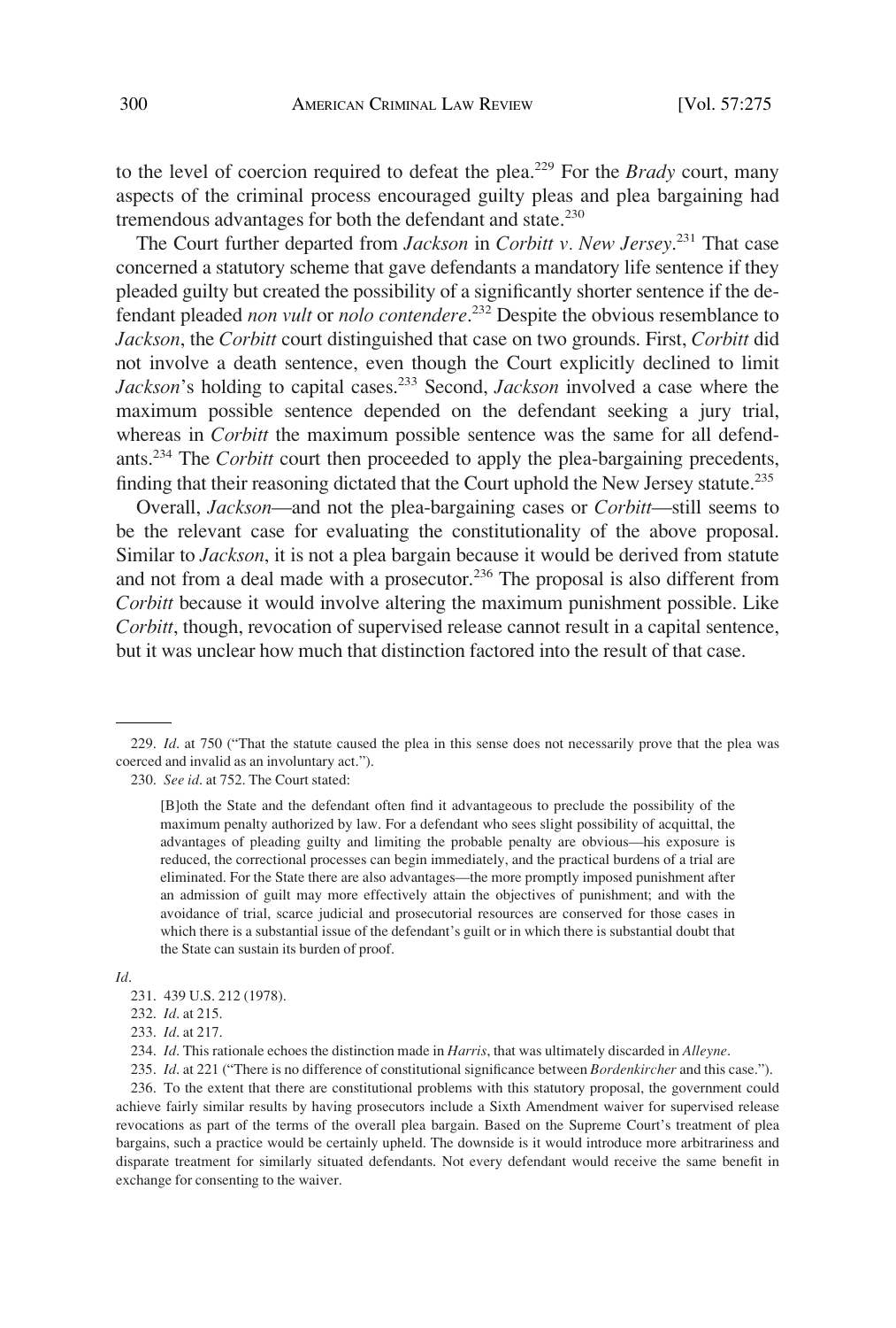to the level of coercion required to defeat the plea.[229] For the *Brady* court, many aspects of the criminal process encouraged guilty pleas and plea bargaining had tremendous advantages for both the defendant and state.[230]

The Court further departed from *Jackson* in *Corbitt v. New Jersey*.[231] That case concerned a statutory scheme that gave defendants a mandatory life sentence if they pleaded guilty but created the possibility of a significantly shorter sentence if the defendant pleaded *non vult* or *nolo contendere*.[232] Despite the obvious resemblance to *Jackson*, the *Corbitt* court distinguished that case on two grounds. First, *Corbitt* did not involve a death sentence, even though the Court explicitly declined to limit *Jackson*'s holding to capital cases.[233] Second, *Jackson* involved a case where the maximum possible sentence depended on the defendant seeking a jury trial, whereas in *Corbitt* the maximum possible sentence was the same for all defendants.[234] The *Corbitt* court then proceeded to apply the plea-bargaining precedents, finding that their reasoning dictated that the Court uphold the New Jersey statute.[235]

Overall, *Jackson*—and not the plea-bargaining cases or *Corbitt*—still seems to be the relevant case for evaluating the constitutionality of the above proposal. Similar to *Jackson*, it is not a plea bargain because it would be derived from statute and not from a deal made with a prosecutor.[236] The proposal is also different from *Corbitt* because it would involve altering the maximum punishment possible. Like *Corbitt*, though, revocation of supervised release cannot result in a capital sentence, but it was unclear how much that distinction factored into the result of that case.

---

229. *Id*. at 750 ("That the statute caused the plea in this sense does not necessarily prove that the plea was coerced and invalid as an involuntary act.").

230. *See id*. at 752. The Court stated:

> [B]oth the State and the defendant often find it advantageous to preclude the possibility of the maximum penalty authorized by law. For a defendant who sees slight possibility of acquittal, the advantages of pleading guilty and limiting the probable penalty are obvious—his exposure is reduced, the correctional processes can begin immediately, and the practical burdens of a trial are eliminated. For the State there are also advantages—the more promptly imposed punishment after an admission of guilt may more effectively attain the objectives of punishment; and with the avoidance of trial, scarce judicial and prosecutorial resources are conserved for those cases in which there is a substantial issue of the defendant's guilt or in which there is substantial doubt that the State can sustain its burden of proof.

*Id*.

231. 439 U.S. 212 (1978).

232. *Id*. at 215.

233. *Id*. at 217.

234. *Id*. This rationale echoes the distinction made in *Harris*, that was ultimately discarded in *Alleyne*.

235. *Id*. at 221 ("There is no difference of constitutional significance between *Bordenkircher* and this case.").

236. To the extent that there are constitutional problems with this statutory proposal, the government could achieve fairly similar results by having prosecutors include a Sixth Amendment waiver for supervised release revocations as part of the terms of the overall plea bargain. Based on the Supreme Court's treatment of plea bargains, such a practice would be certainly upheld. The downside is it would introduce more arbitrariness and disparate treatment for similarly situated defendants. Not every defendant would receive the same benefit in exchange for consenting to the waiver.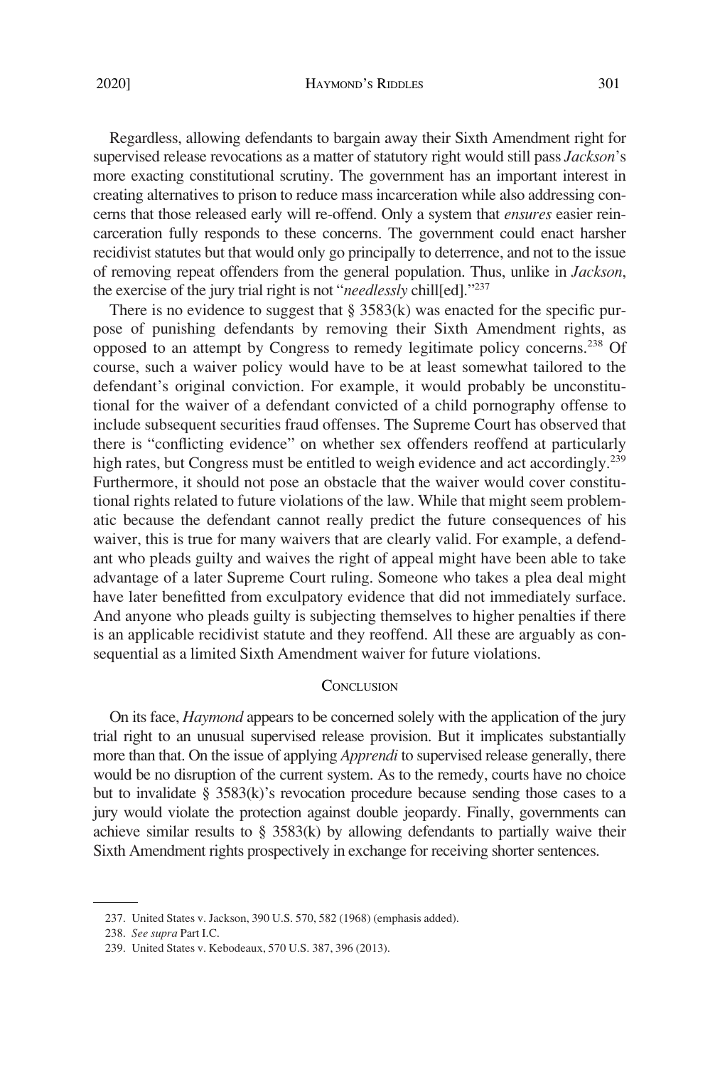Regardless, allowing defendants to bargain away their Sixth Amendment right for supervised release revocations as a matter of statutory right would still pass *Jackson*'s more exacting constitutional scrutiny. The government has an important interest in creating alternatives to prison to reduce mass incarceration while also addressing concerns that those released early will re-offend. Only a system that *ensures* easier reincarceration fully responds to these concerns. The government could enact harsher recidivist statutes but that would only go principally to deterrence, and not to the issue of removing repeat offenders from the general population. Thus, unlike in *Jackson*, the exercise of the jury trial right is not "*needlessly* chill[ed]."[237]

There is no evidence to suggest that § 3583(k) was enacted for the specific purpose of punishing defendants by removing their Sixth Amendment rights, as opposed to an attempt by Congress to remedy legitimate policy concerns.[238] Of course, such a waiver policy would have to be at least somewhat tailored to the defendant's original conviction. For example, it would probably be unconstitutional for the waiver of a defendant convicted of a child pornography offense to include subsequent securities fraud offenses. The Supreme Court has observed that there is "conflicting evidence" on whether sex offenders reoffend at particularly high rates, but Congress must be entitled to weigh evidence and act accordingly.[239] Furthermore, it should not pose an obstacle that the waiver would cover constitutional rights related to future violations of the law. While that might seem problematic because the defendant cannot really predict the future consequences of his waiver, this is true for many waivers that are clearly valid. For example, a defendant who pleads guilty and waives the right of appeal might have been able to take advantage of a later Supreme Court ruling. Someone who takes a plea deal might have later benefitted from exculpatory evidence that did not immediately surface. And anyone who pleads guilty is subjecting themselves to higher penalties if there is an applicable recidivist statute and they reoffend. All these are arguably as consequential as a limited Sixth Amendment waiver for future violations.

## Conclusion

On its face, *Haymond* appears to be concerned solely with the application of the jury trial right to an unusual supervised release provision. But it implicates substantially more than that. On the issue of applying *Apprendi* to supervised release generally, there would be no disruption of the current system. As to the remedy, courts have no choice but to invalidate § 3583(k)'s revocation procedure because sending those cases to a jury would violate the protection against double jeopardy. Finally, governments can achieve similar results to § 3583(k) by allowing defendants to partially waive their Sixth Amendment rights prospectively in exchange for receiving shorter sentences.

---

237. United States v. Jackson, 390 U.S. 570, 582 (1968) (emphasis added).

238. *See supra* Part I.C.

239. United States v. Kebodeaux, 570 U.S. 387, 396 (2013).